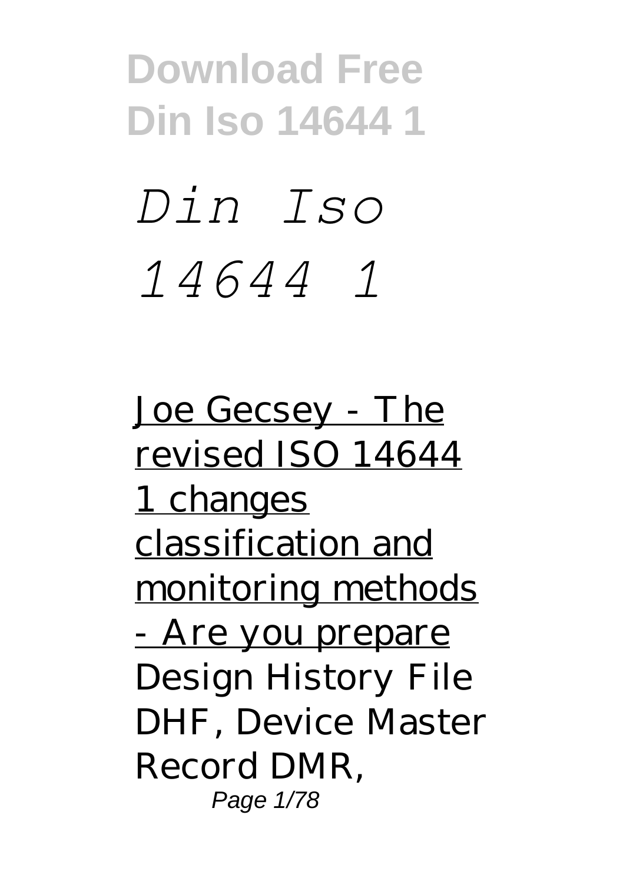*Din Iso 14644 1*

Joe Gecsey - The revised ISO 14644 1 changes classification and monitoring methods - Are you prepare Design History File DHF, Device Master Record DMR,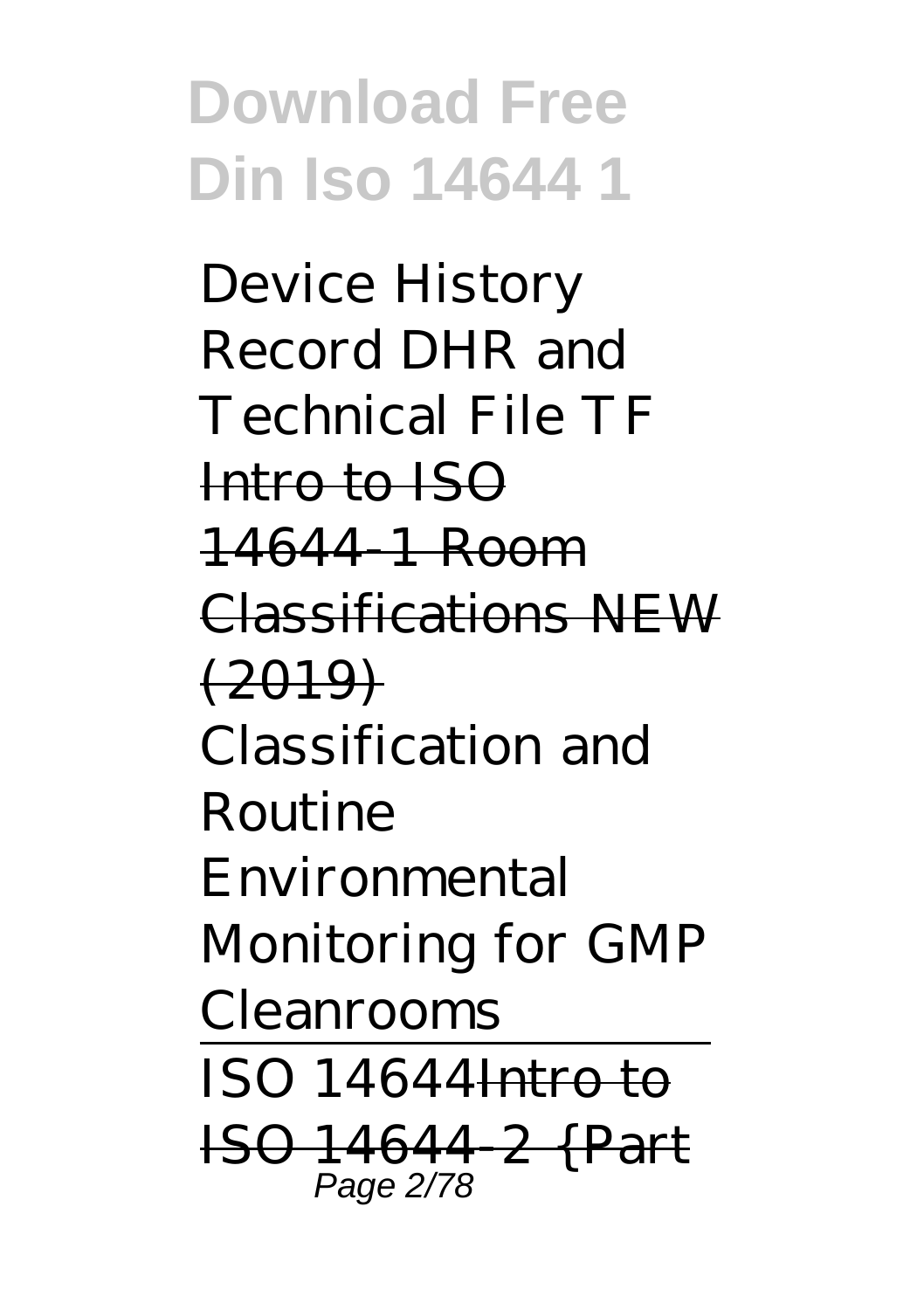*Device History Record DHR and Technical File TF*

Intro to ISO 14644-1 Room Classifications NEW (2019)

*Classification and Routine Environmental Monitoring for GMP Cleanrooms*

ISO 14644Intro to ISO 14644-2 {Part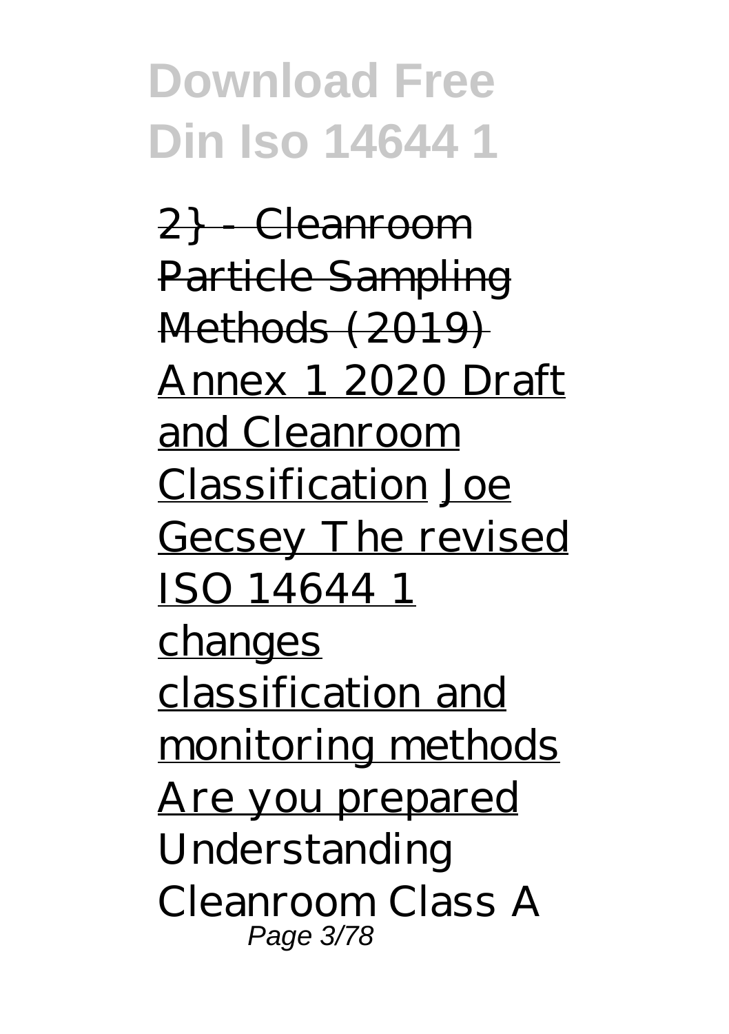2} - Cleanroom Particle Sampling Methods (2019) Annex 1 2020 Draft and Cleanroom Classification Joe Gecsey The revised ISO 14644 1 changes classification and monitoring methods Are you prepared *Understanding Cleanroom Class A*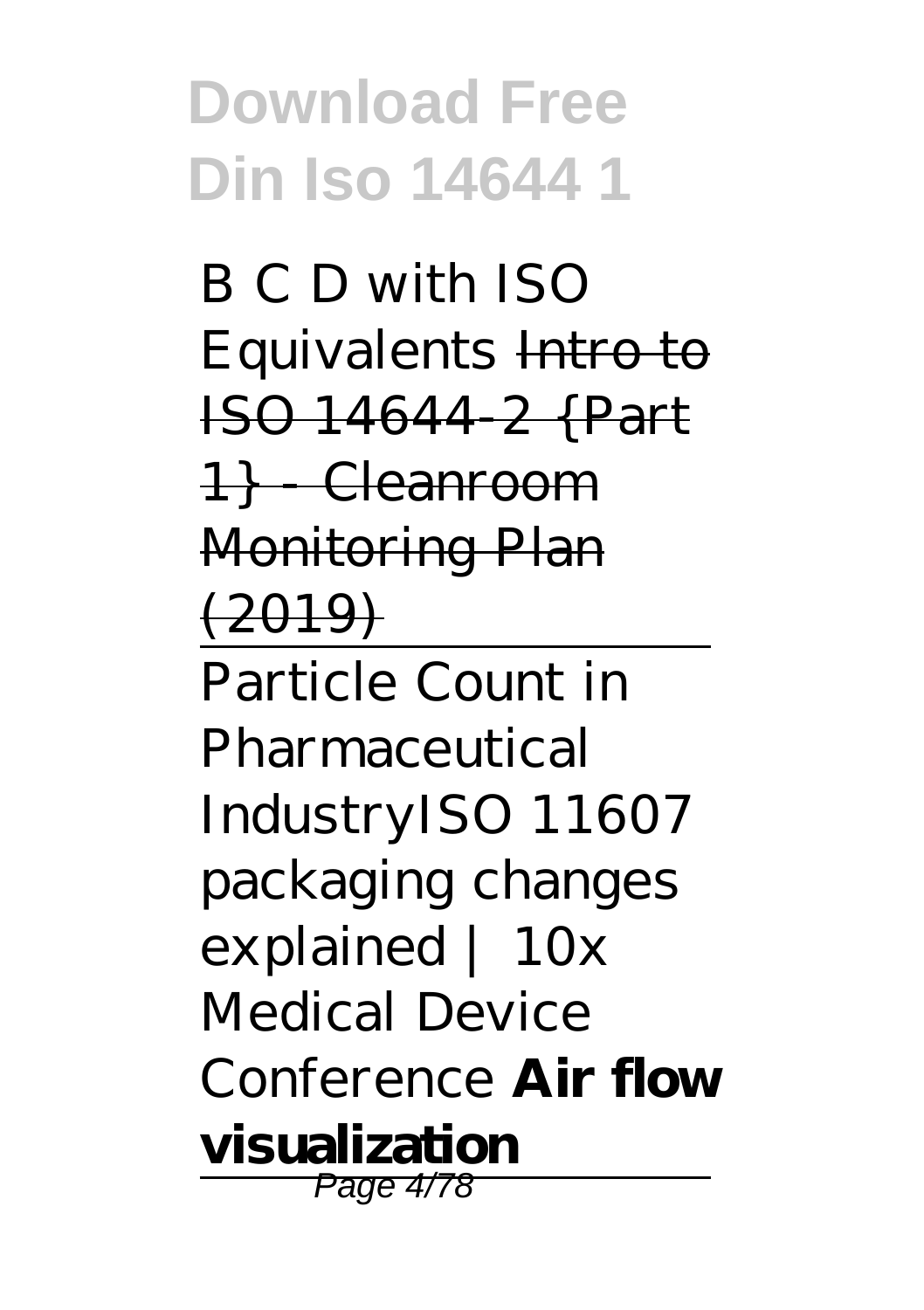B C D with ISO Equivalents ~~Intro to ISO 14644-2 {Part 1} - Cleanroom Monitoring Plan (2019)~~

---

Particle Count in Pharmaceutical IndustryISO 11607 packaging changes explained | 10x Medical Device Conference **Air flow visualization**

---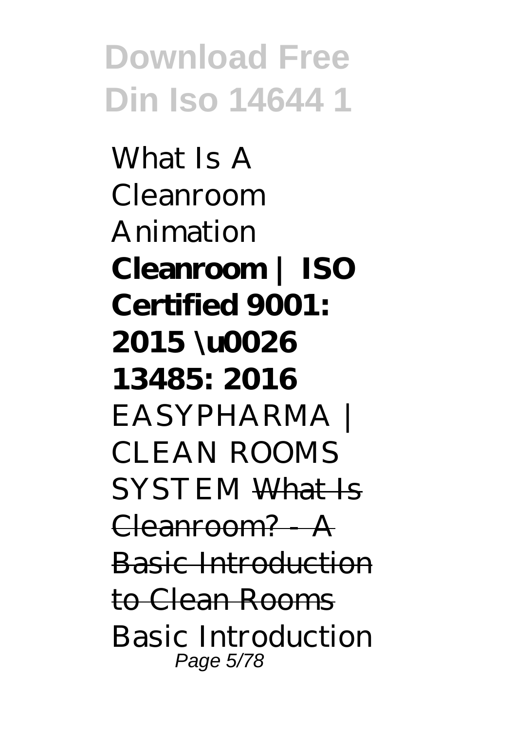*What Is A Cleanroom Animation* **Cleanroom | ISO Certified 9001: 2015 \u0026 13485: 2016** *EASYPHARMA | CLEAN ROOMS SYSTEM* ~~What Is Cleanroom? - A Basic Introduction to Clean Rooms~~ *Basic Introduction*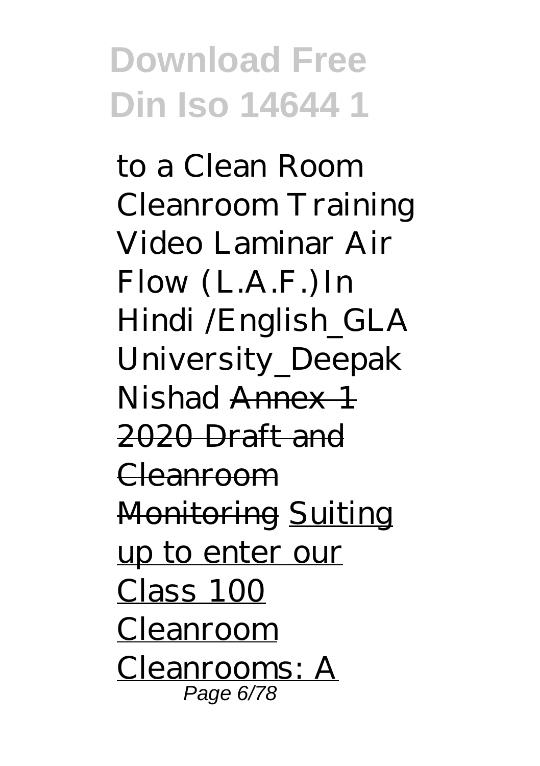*to a Clean Room Cleanroom Training Video Laminar Air Flow (L.A.F.)In Hindi /English_GLA University_Deepak Nishad* ~~Annex 1 2020 Draft and Cleanroom Monitoring~~ Suiting up to enter our Class 100 Cleanroom Cleanrooms: A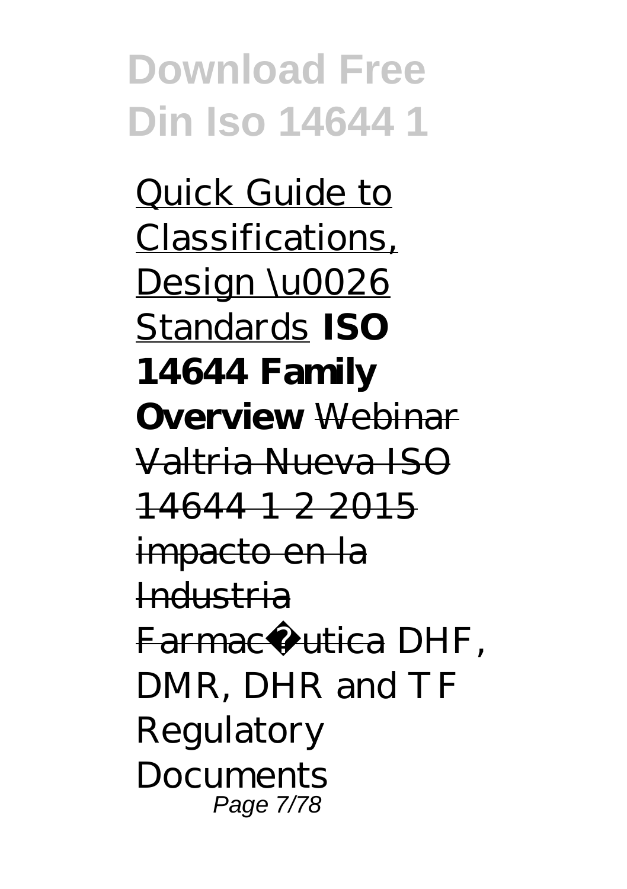Quick Guide to Classifications, Design \u0026 Standards **ISO 14644 Family Overview** ~~Webinar Valtria Nueva ISO 14644 1 2 2015 impacto en la Industria Farmacéutica~~ *DHF, DMR, DHR and TF Regulatory Documents*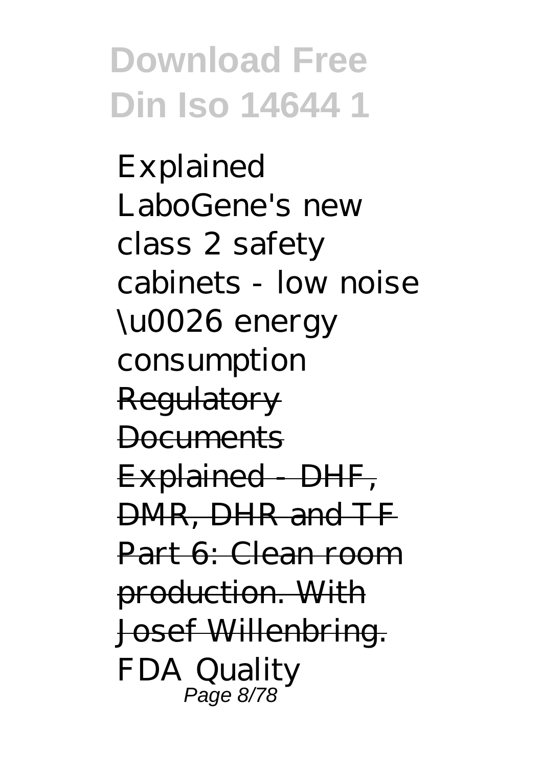*Explained LaboGene's new class 2 safety cabinets - low noise \u0026 energy consumption* Regulatory Documents Explained - DHF, DMR, DHR and TF Part 6: Clean room production. With Josef Willenbring. *FDA Quality*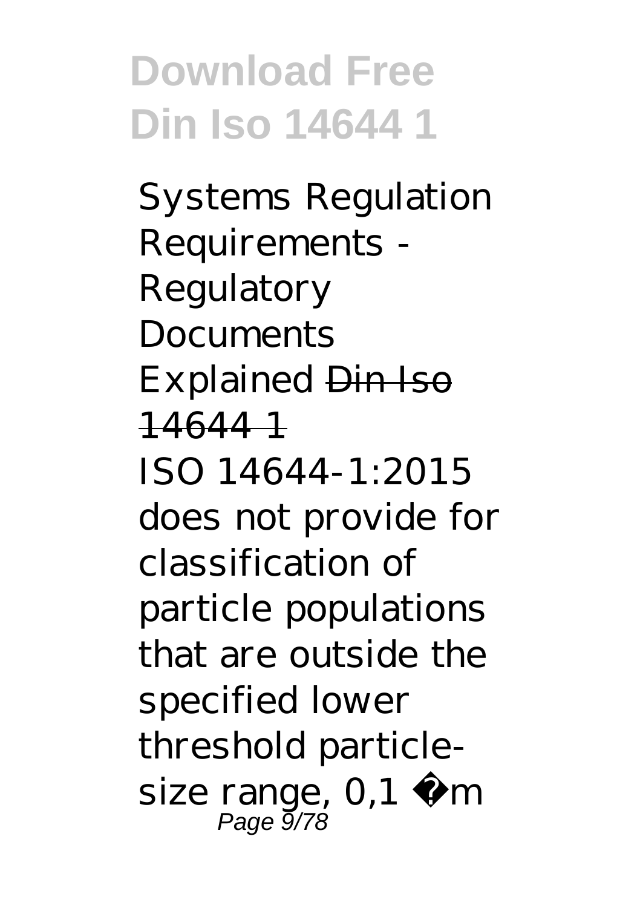*Systems Regulation Requirements - Regulatory Documents Explained* ~~Din Iso 14644 1~~

ISO 14644-1:2015 does not provide for classification of particle populations that are outside the specified lower threshold particle-size range, 0,1 µm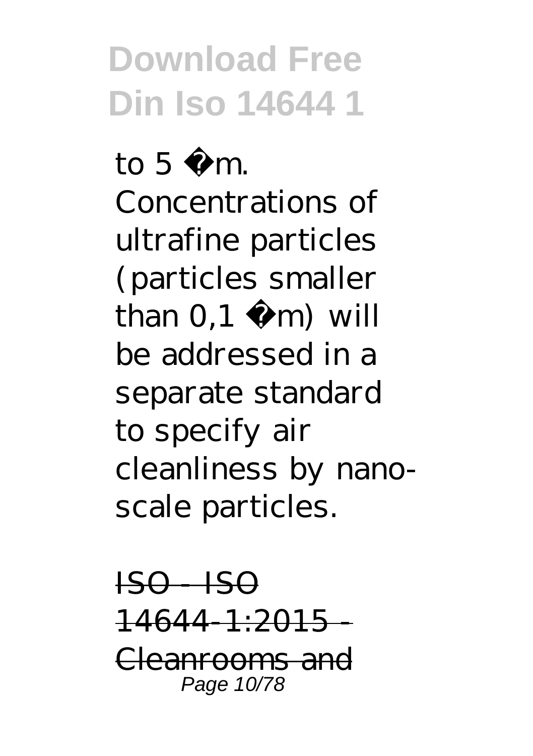to 5 µm. Concentrations of ultrafine particles (particles smaller than 0,1 µm) will be addressed in a separate standard to specify air cleanliness by nano-scale particles.

~~ISO - ISO 14644-1:2015 - Cleanrooms and~~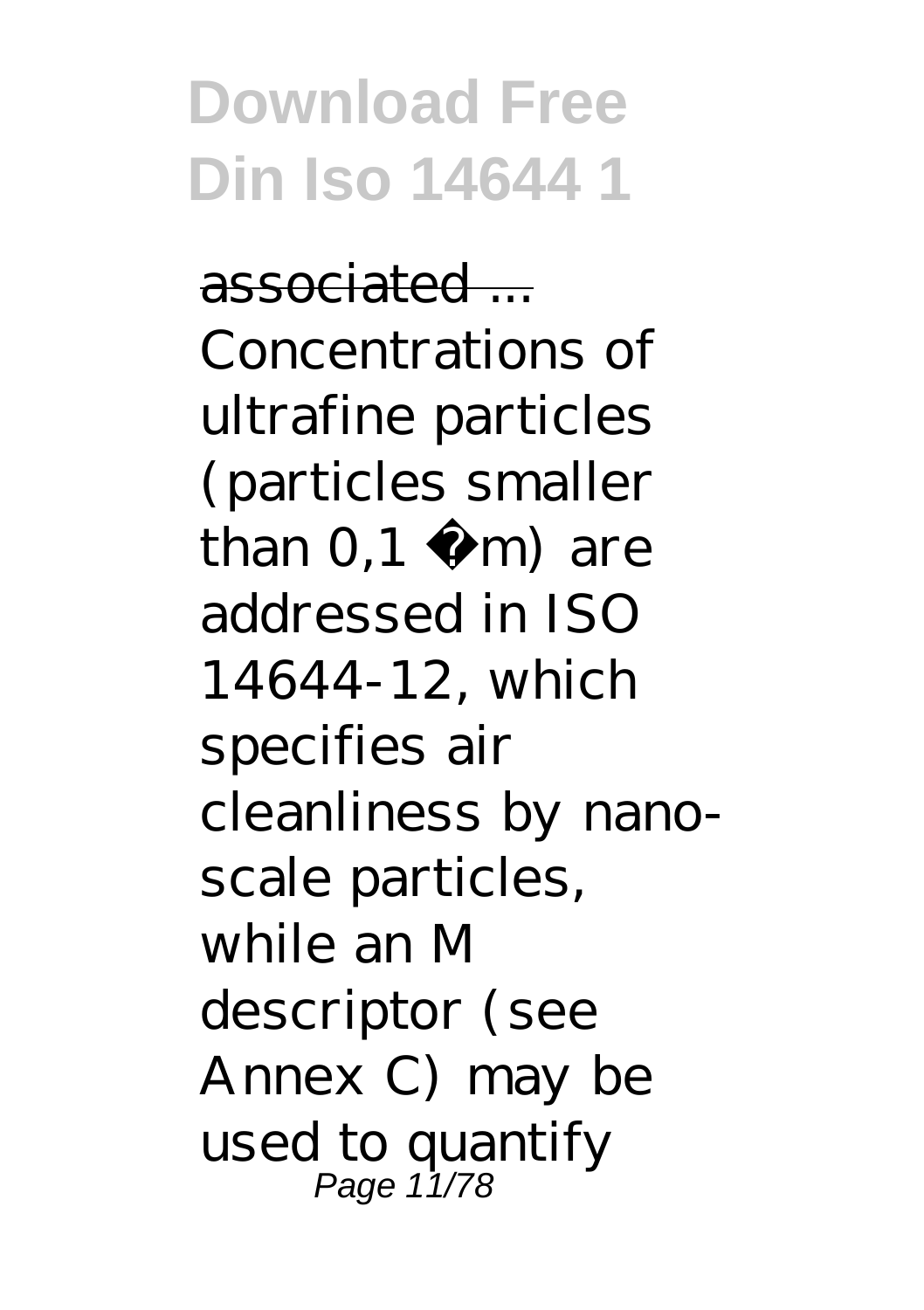~~associated ...~~

Concentrations of ultrafine particles (particles smaller than 0,1 µm) are addressed in ISO 14644-12, which specifies air cleanliness by nano-scale particles, while an M descriptor (see Annex C) may be used to quantify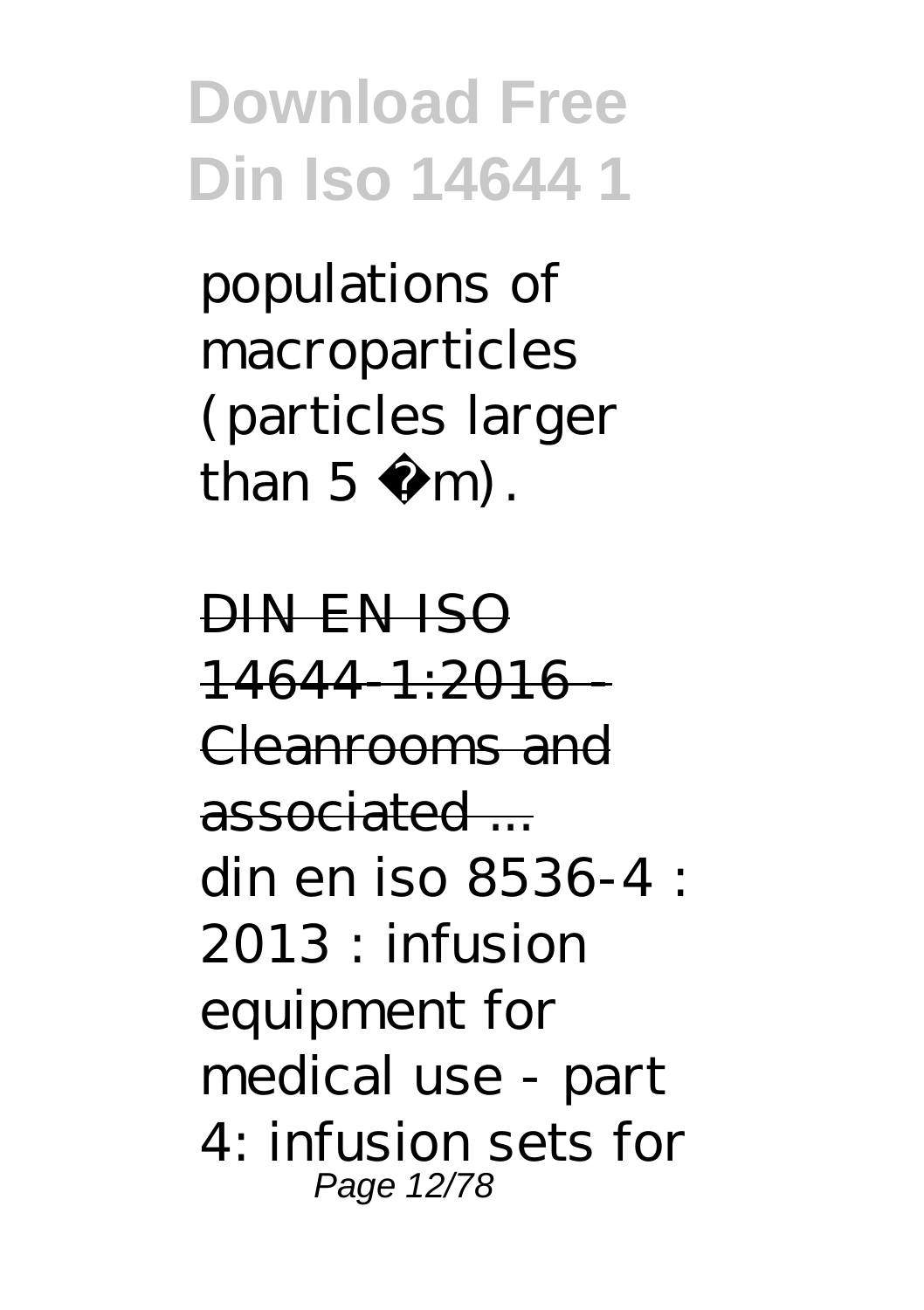populations of macroparticles (particles larger than 5 µm).

DIN EN ISO 14644-1:2016 - Cleanrooms and associated ...

din en iso 8536-4 : 2013 : infusion equipment for medical use - part 4: infusion sets for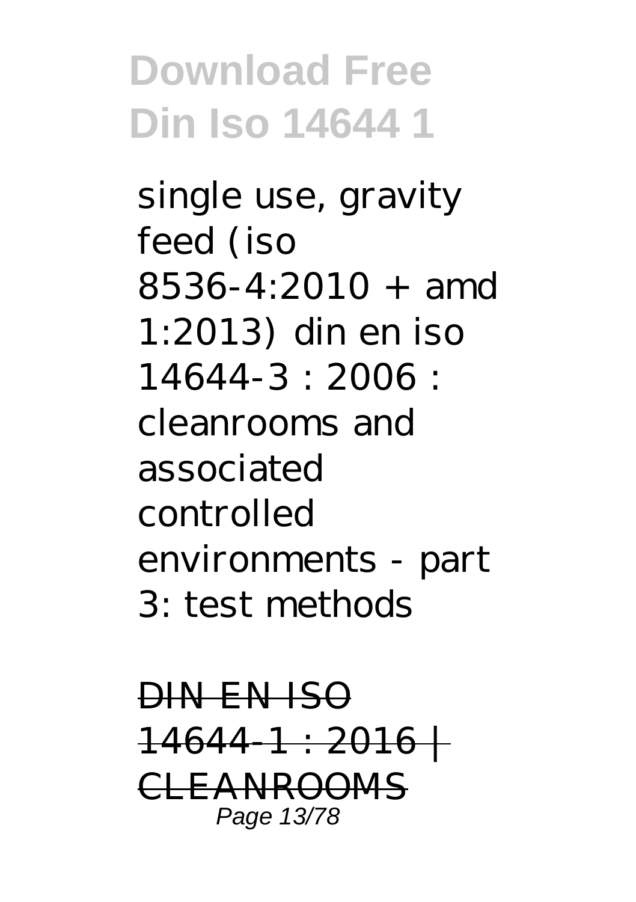single use, gravity feed (iso 8536-4:2010 + amd 1:2013) din en iso 14644-3 : 2006 : cleanrooms and associated controlled environments - part 3: test methods

~~DIN EN ISO 14644-1 : 2016 | CLEANROOMS~~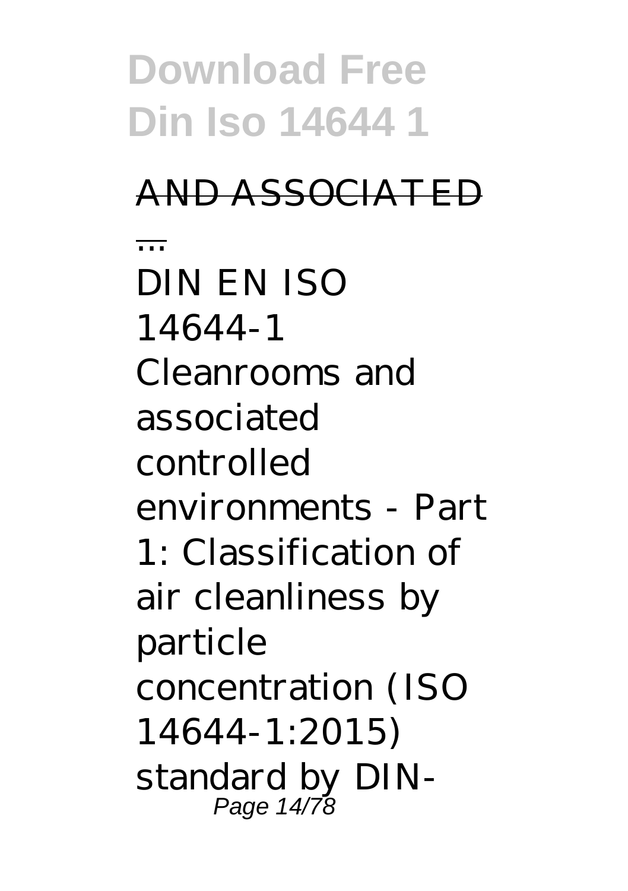AND ASSOCIATED ...

DIN EN ISO 14644-1 Cleanrooms and associated controlled environments - Part 1: Classification of air cleanliness by particle concentration (ISO 14644-1:2015) standard by DIN-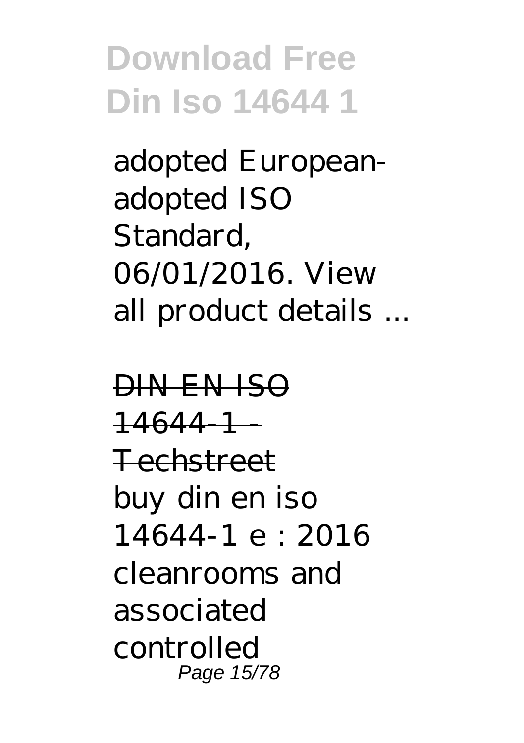adopted European-adopted ISO Standard, 06/01/2016. View all product details ...

DIN EN ISO 14644-1 - Techstreet

buy din en iso 14644-1 e : 2016 cleanrooms and associated controlled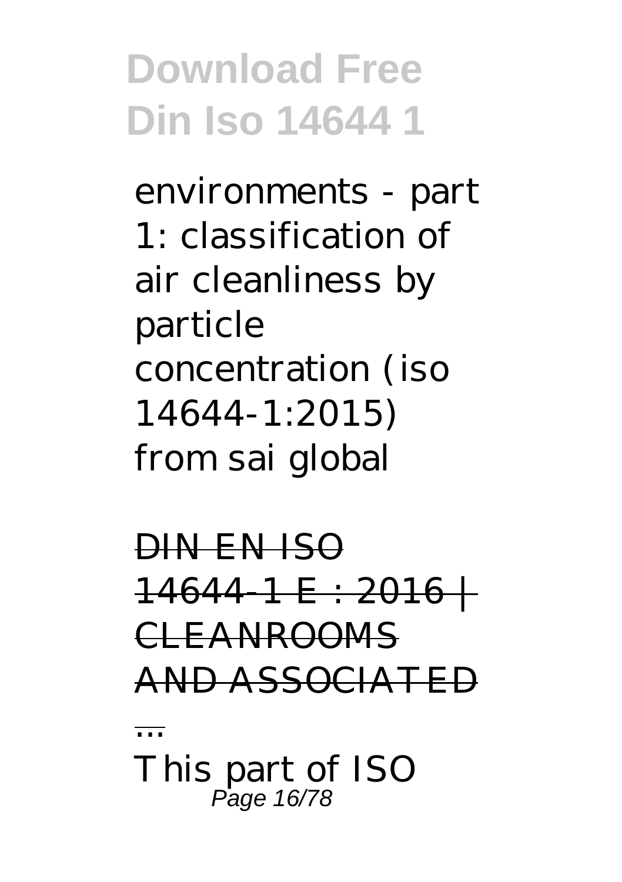environments - part 1: classification of air cleanliness by particle concentration (iso 14644-1:2015) from sai global

DIN EN ISO 14644-1 E : 2016 | CLEANROOMS AND ASSOCIATED ...

This part of ISO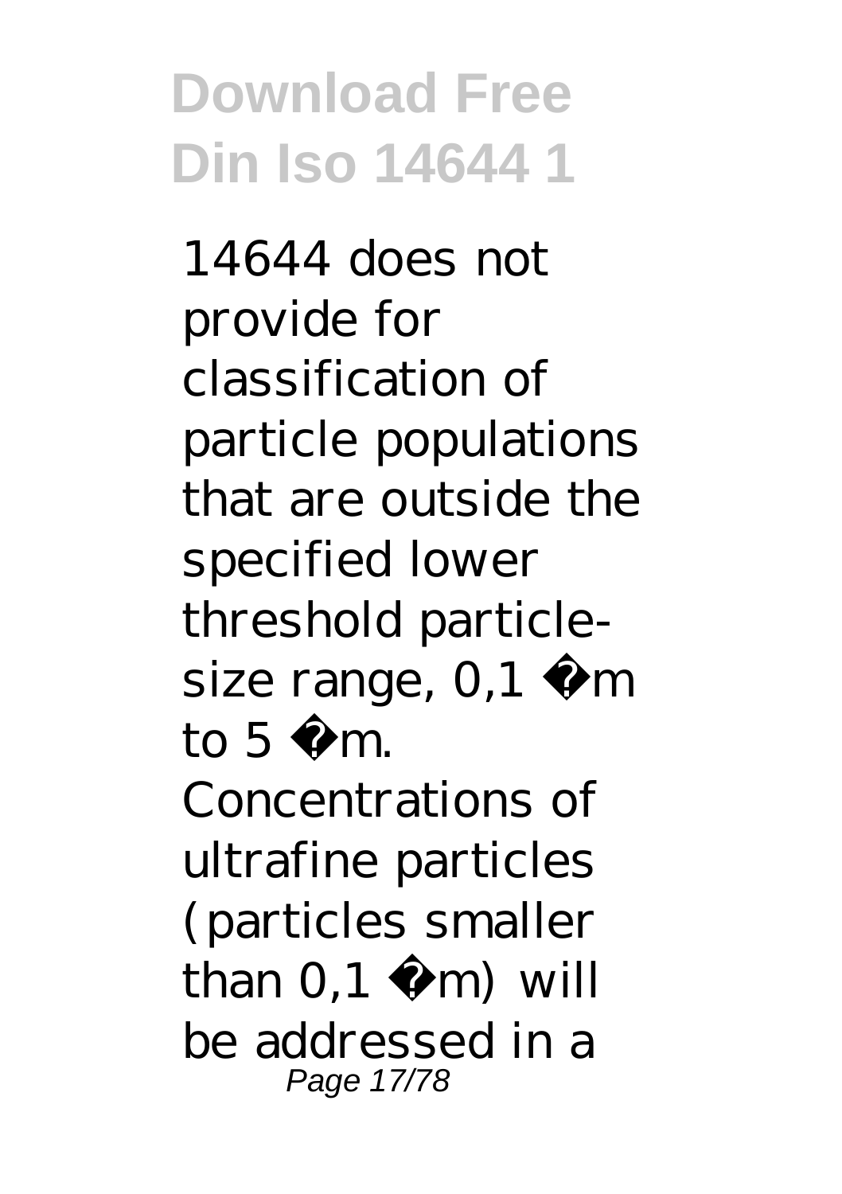14644 does not provide for classification of particle populations that are outside the specified lower threshold particle-size range, 0,1 µm to 5 µm. Concentrations of ultrafine particles (particles smaller than 0,1 µm) will be addressed in a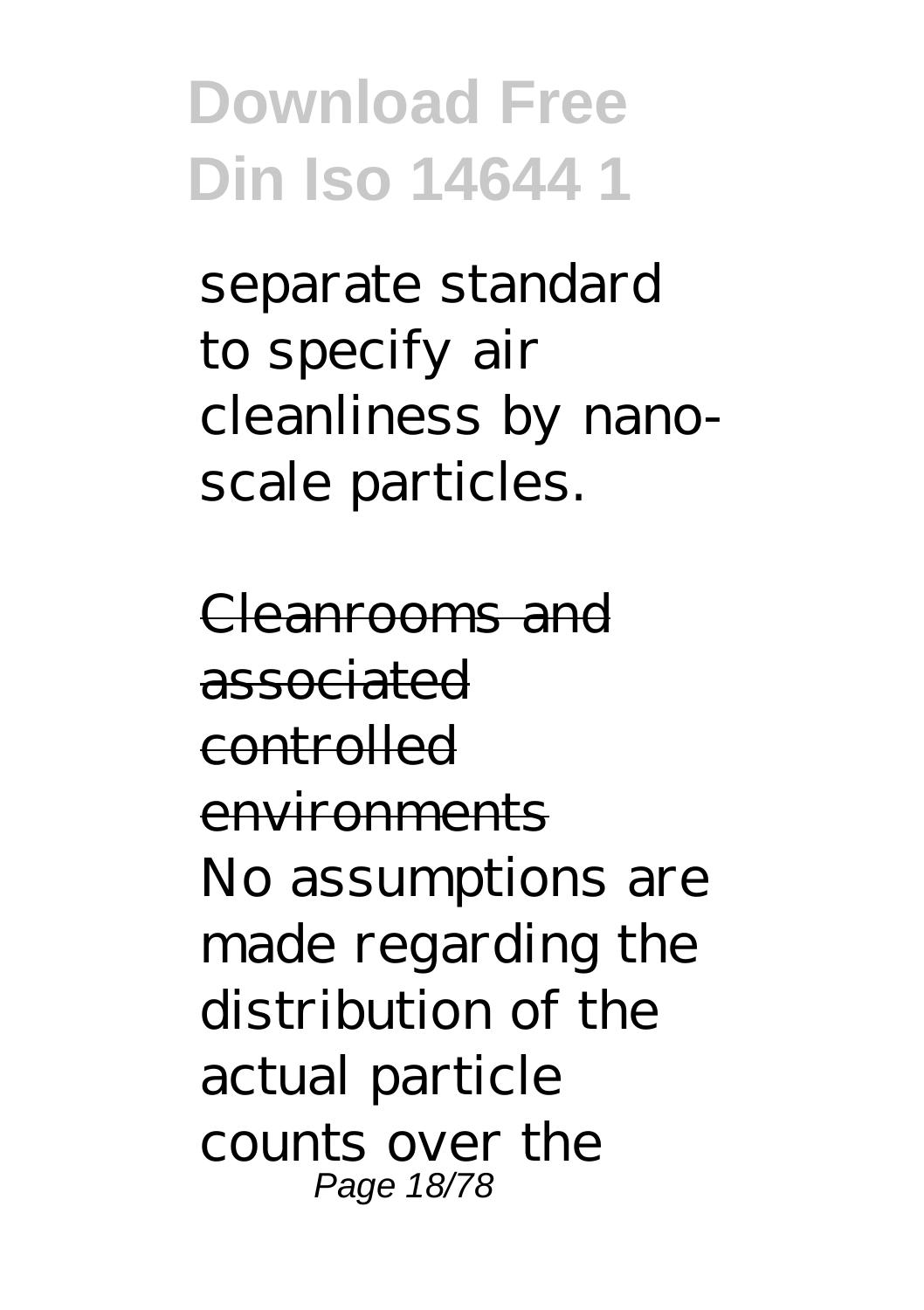separate standard to specify air cleanliness by nano-scale particles.

Cleanrooms and associated controlled environments

No assumptions are made regarding the distribution of the actual particle counts over the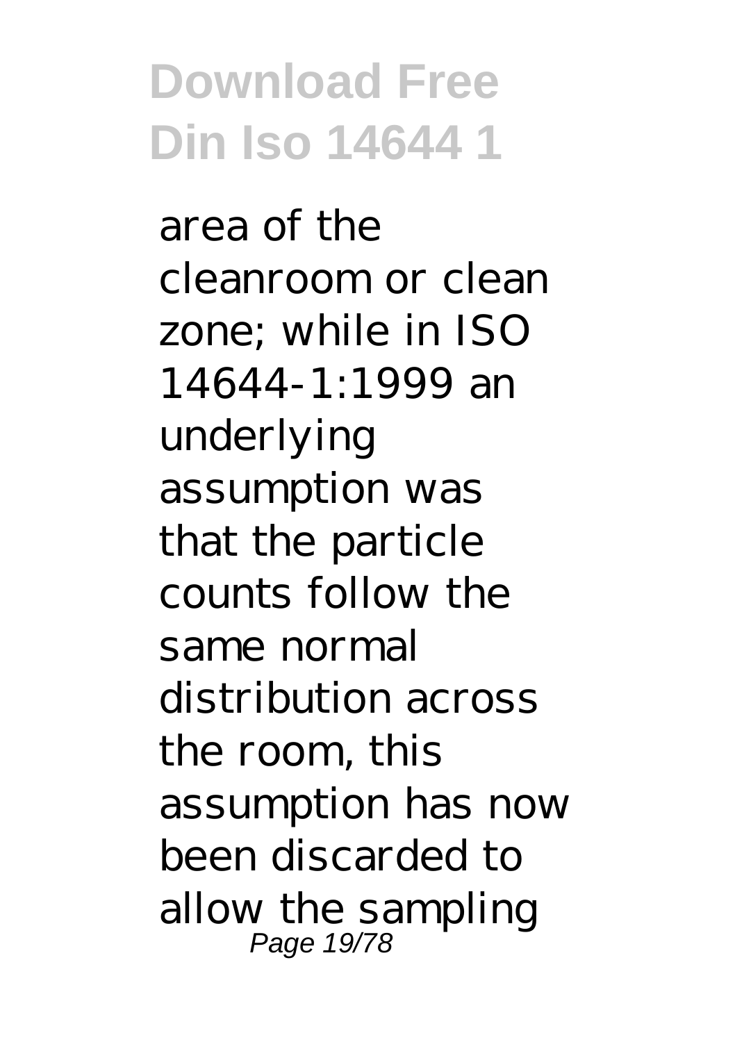area of the cleanroom or clean zone; while in ISO 14644-1:1999 an underlying assumption was that the particle counts follow the same normal distribution across the room, this assumption has now been discarded to allow the sampling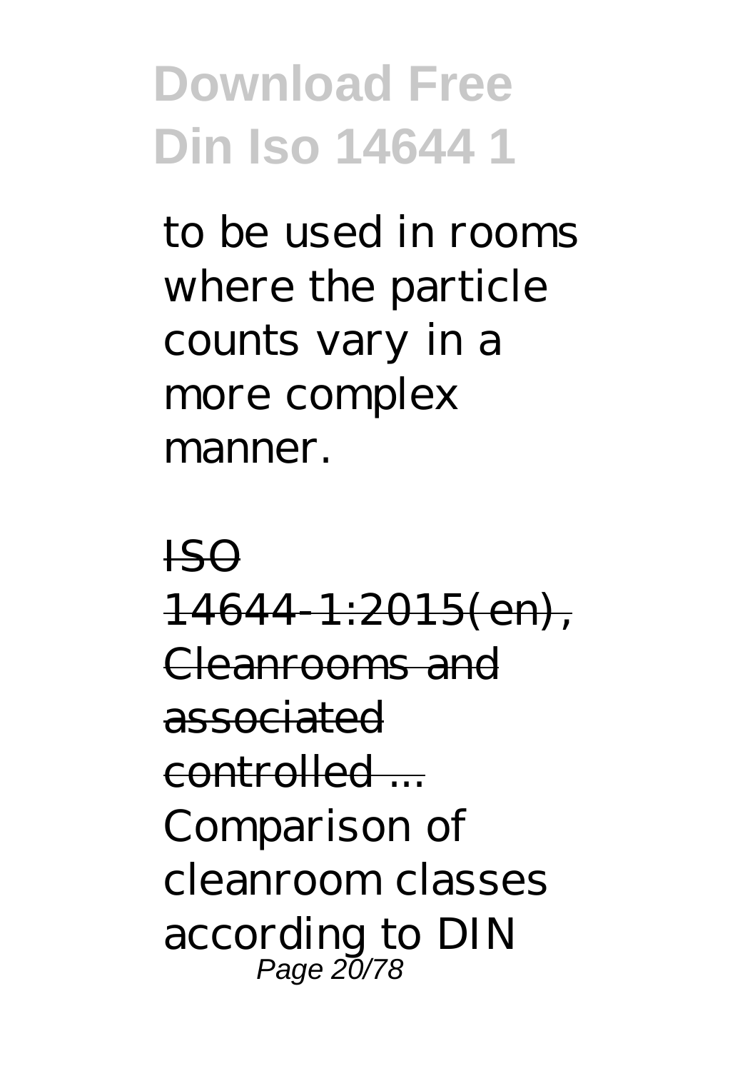to be used in rooms where the particle counts vary in a more complex manner.

ISO 14644-1:2015(en), Cleanrooms and associated controlled ...

Comparison of cleanroom classes according to DIN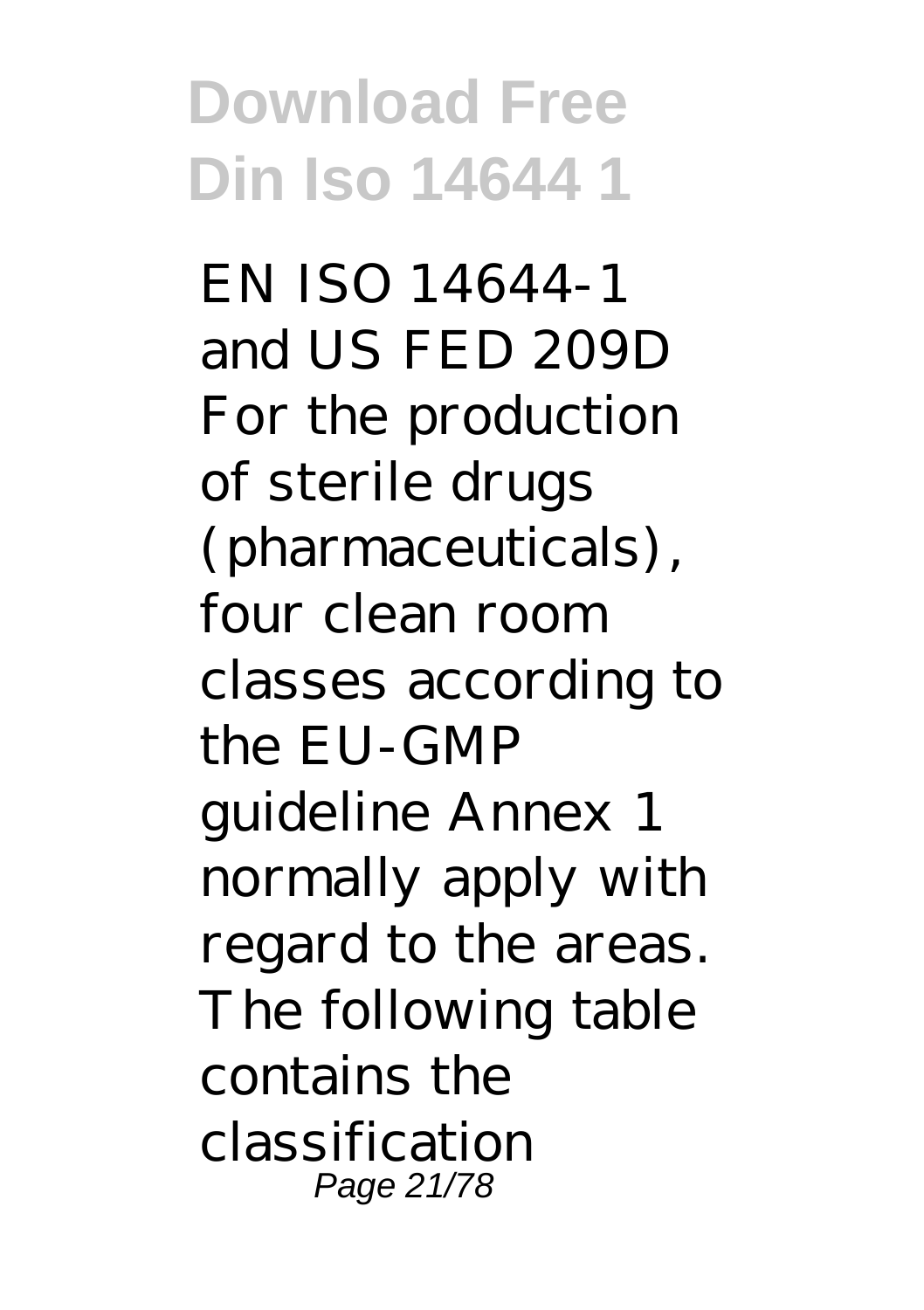EN ISO 14644-1 and US FED 209D For the production of sterile drugs (pharmaceuticals), four clean room classes according to the EU-GMP guideline Annex 1 normally apply with regard to the areas. The following table contains the classification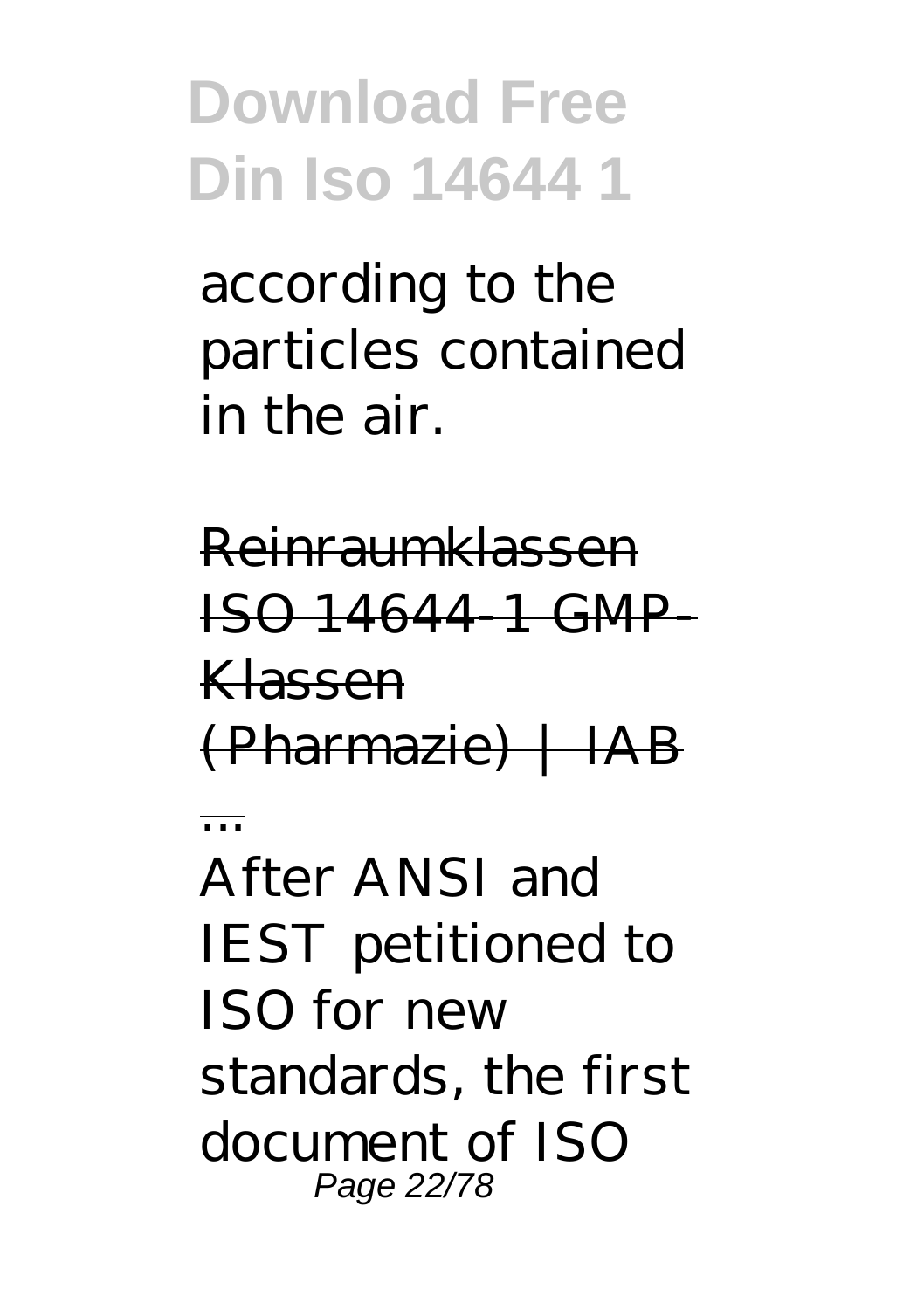according to the particles contained in the air.

Reinraumklassen ISO 14644-1 GMP-Klassen (Pharmazie) | IAB ...

After ANSI and IEST petitioned to ISO for new standards, the first document of ISO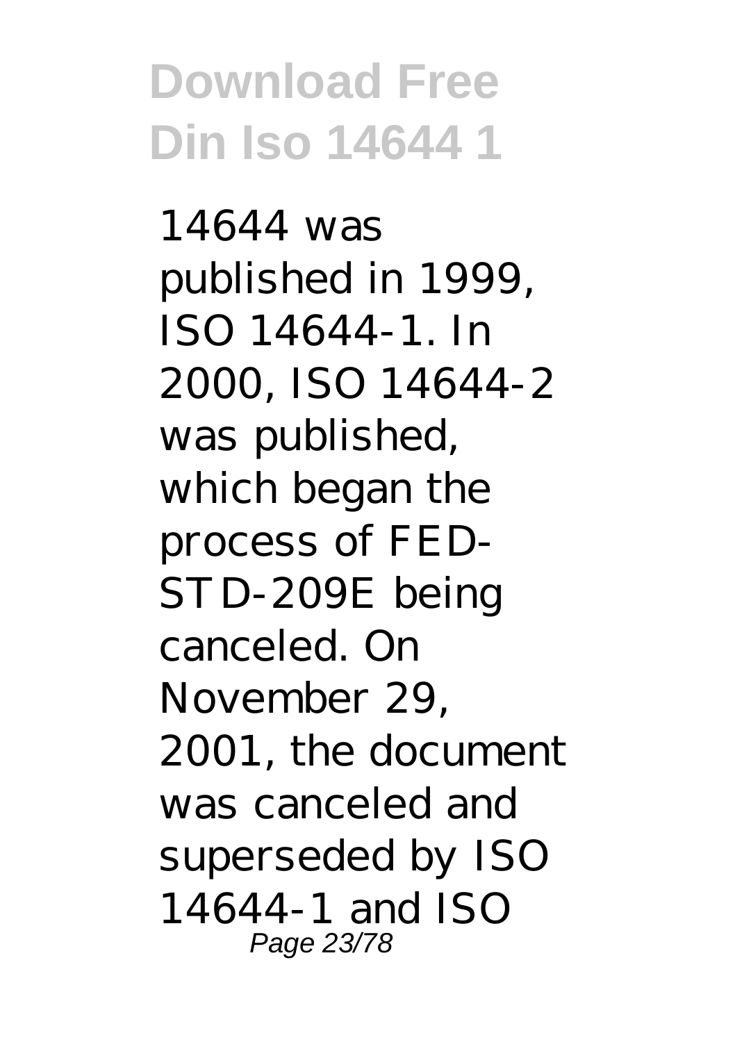14644 was published in 1999, ISO 14644-1. In 2000, ISO 14644-2 was published, which began the process of FED-STD-209E being canceled. On November 29, 2001, the document was canceled and superseded by ISO 14644-1 and ISO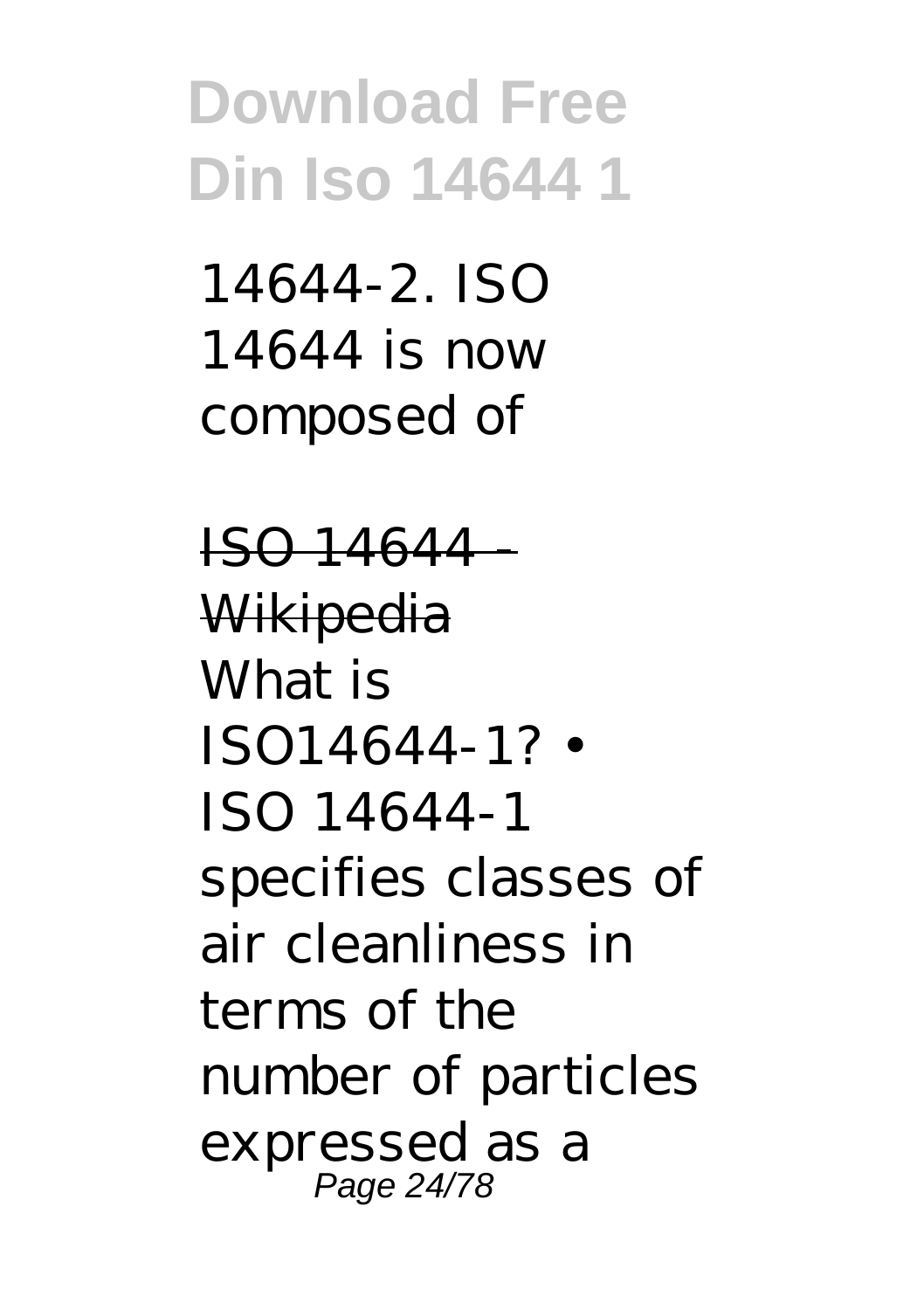14644-2. ISO 14644 is now composed of

ISO 14644 - Wikipedia

What is ISO14644-1? • ISO 14644-1 specifies classes of air cleanliness in terms of the number of particles expressed as a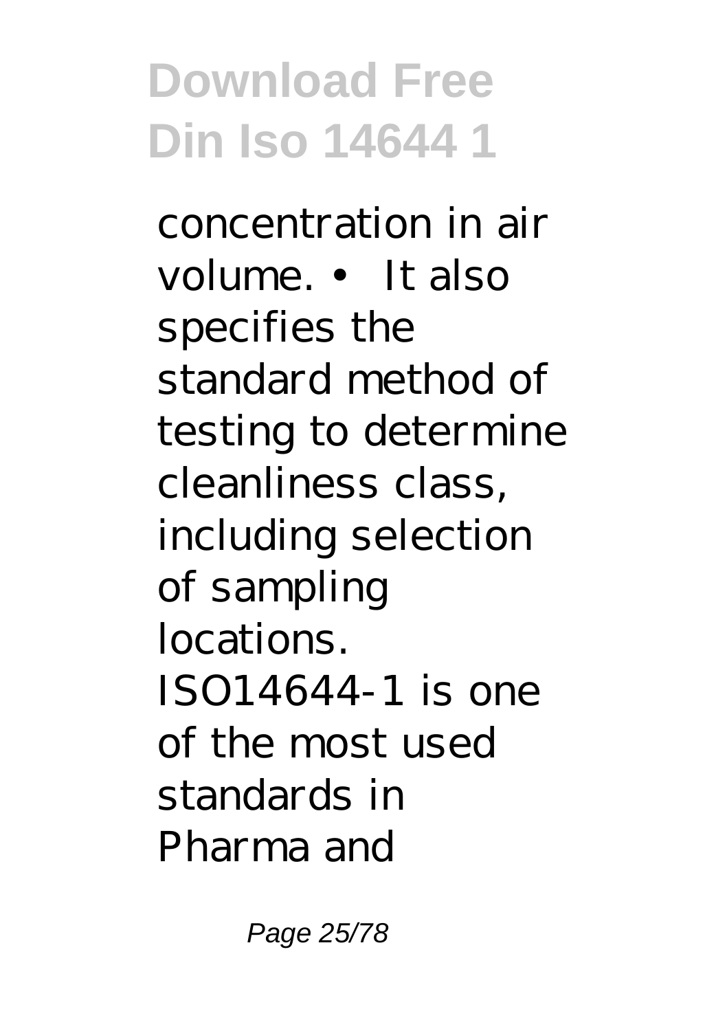concentration in air volume. • It also specifies the standard method of testing to determine cleanliness class, including selection of sampling locations. ISO14644-1 is one of the most used standards in Pharma and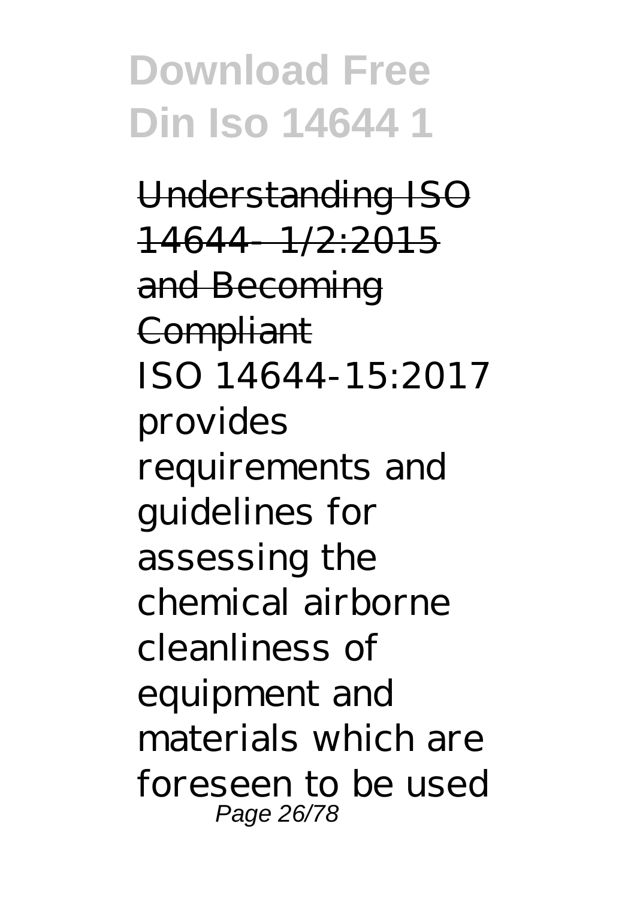Understanding ISO 14644- 1/2:2015 and Becoming Compliant

ISO 14644-15:2017 provides requirements and guidelines for assessing the chemical airborne cleanliness of equipment and materials which are foreseen to be used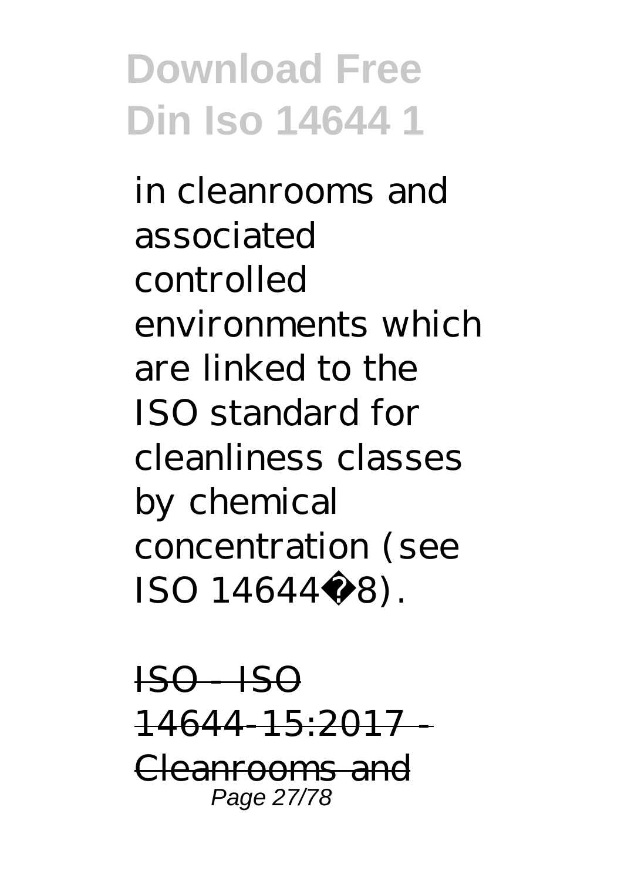in cleanrooms and associated controlled environments which are linked to the ISO standard for cleanliness classes by chemical concentration (see ISO 14644‑8).

ISO - ISO 14644-15:2017 - Cleanrooms and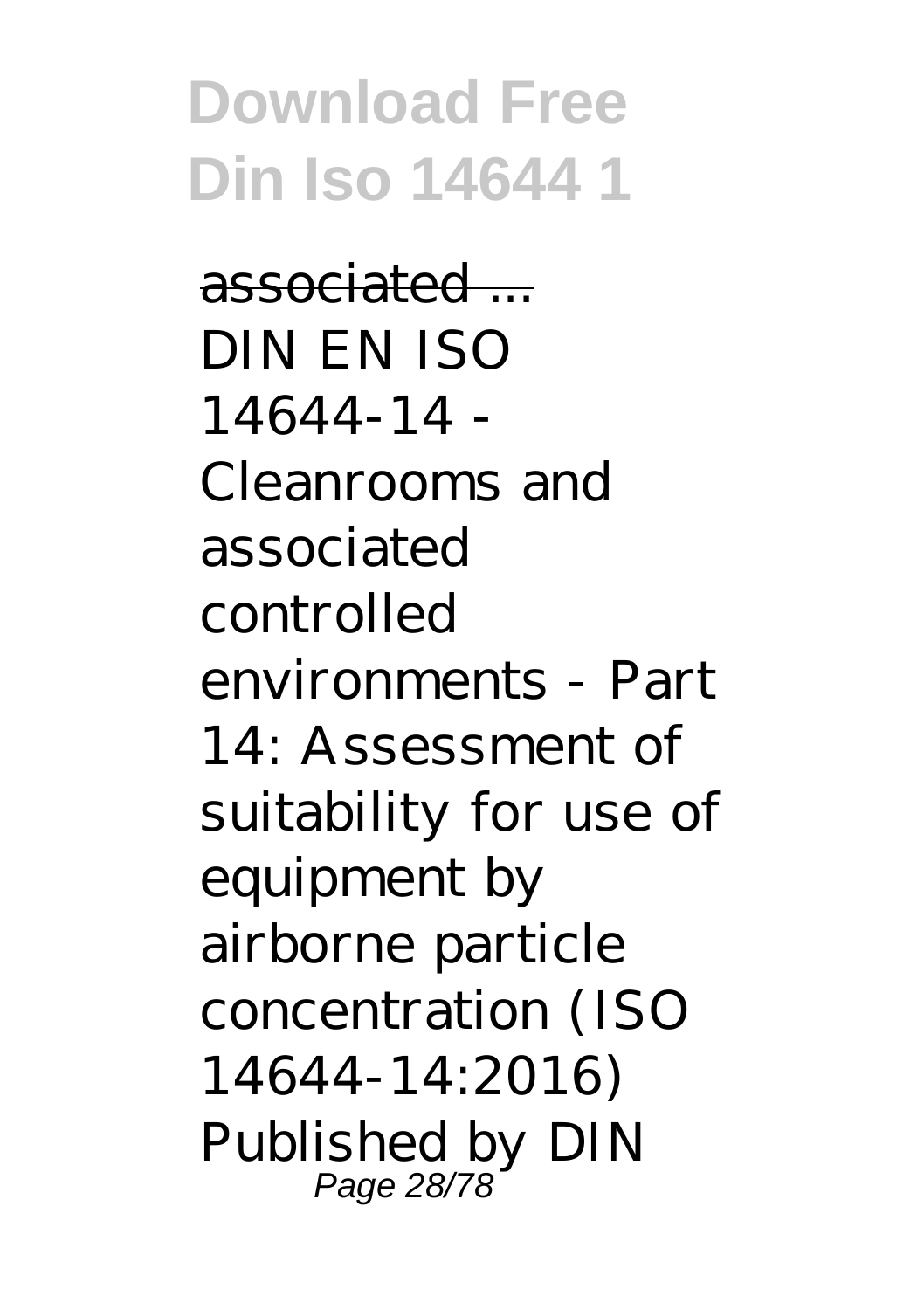associated ...

DIN EN ISO 14644-14 - Cleanrooms and associated controlled environments - Part 14: Assessment of suitability for use of equipment by airborne particle concentration (ISO 14644-14:2016) Published by DIN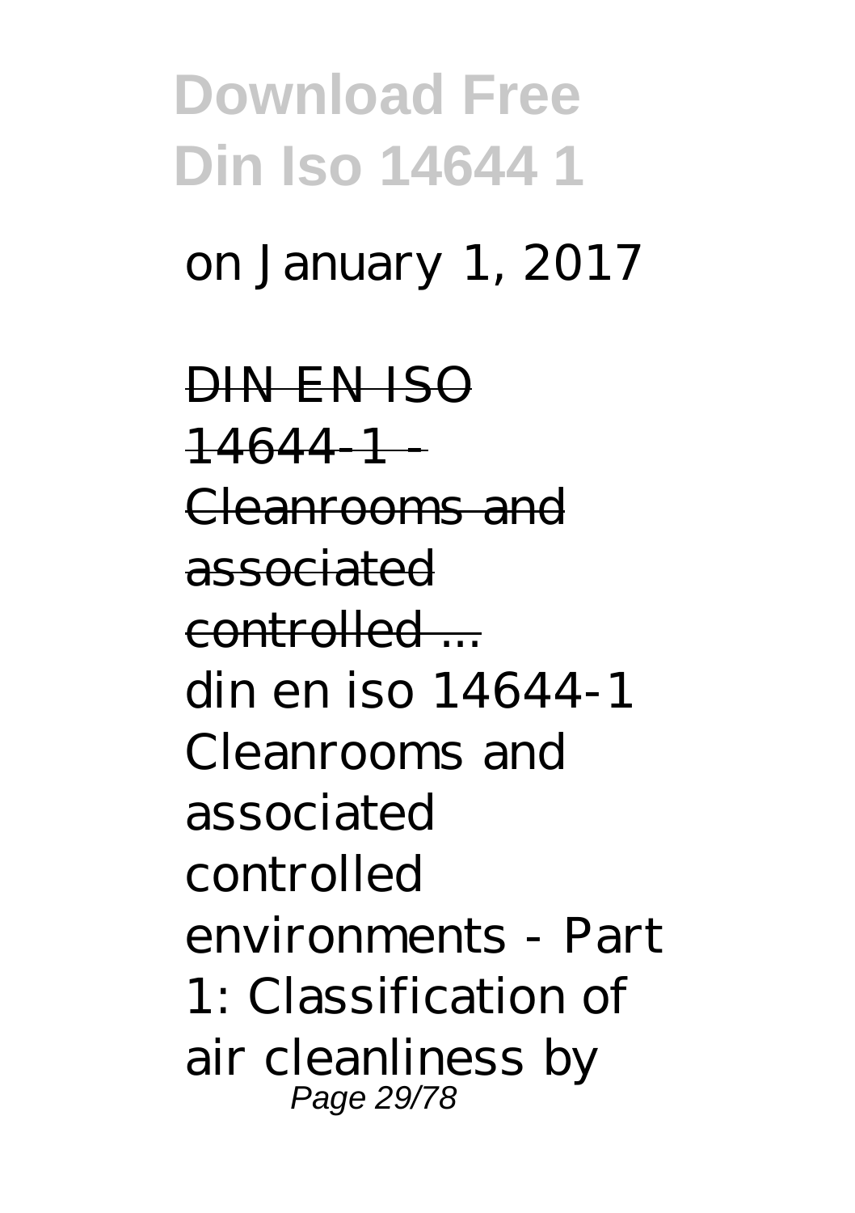on January 1, 2017

DIN EN ISO 14644-1 - Cleanrooms and associated controlled ...

din en iso 14644-1 Cleanrooms and associated controlled environments - Part 1: Classification of air cleanliness by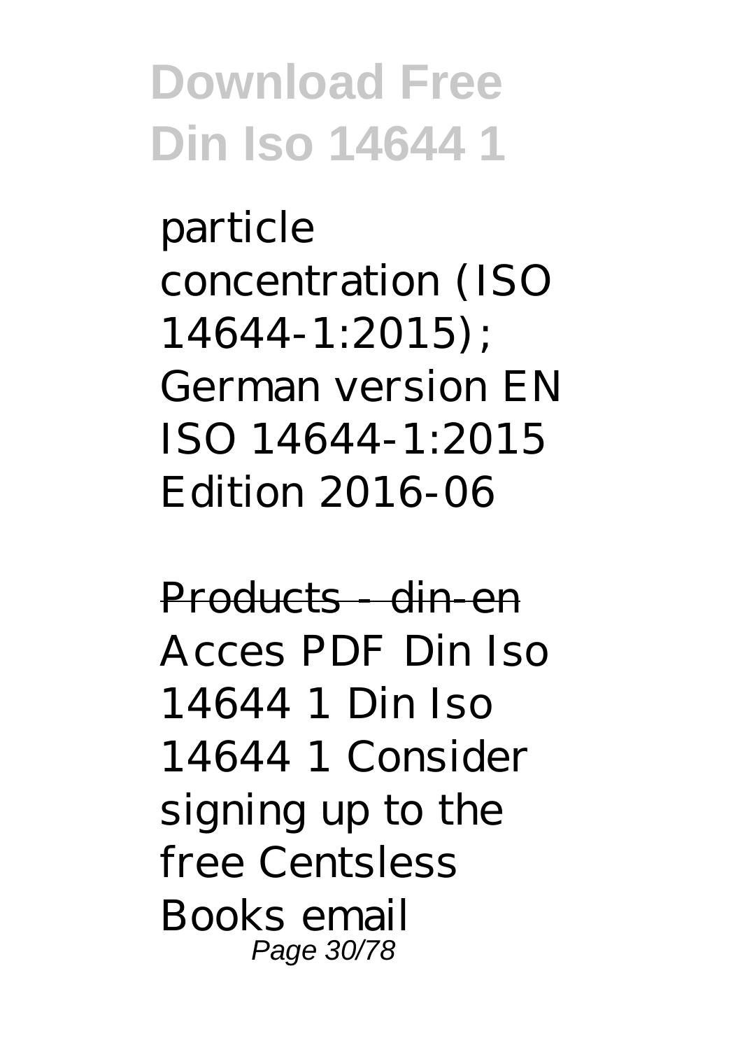particle concentration (ISO 14644-1:2015); German version EN ISO 14644-1:2015 Edition 2016-06

Products - din-en

Acces PDF Din Iso 14644 1 Din Iso 14644 1 Consider signing up to the free Centsless Books email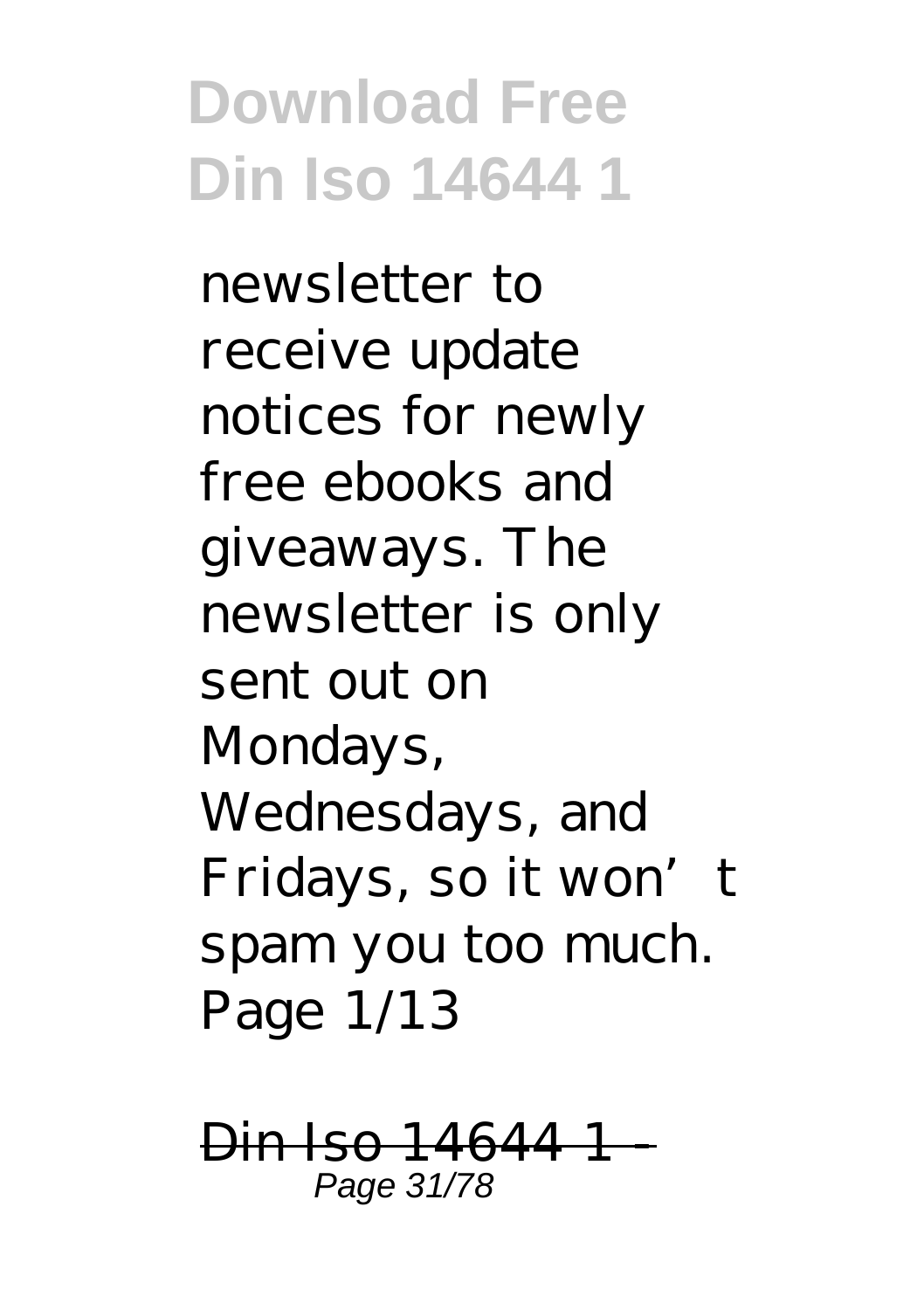newsletter to receive update notices for newly free ebooks and giveaways. The newsletter is only sent out on Mondays, Wednesdays, and Fridays, so it won't spam you too much. Page 1/13

~~Din Iso 14644 1 -~~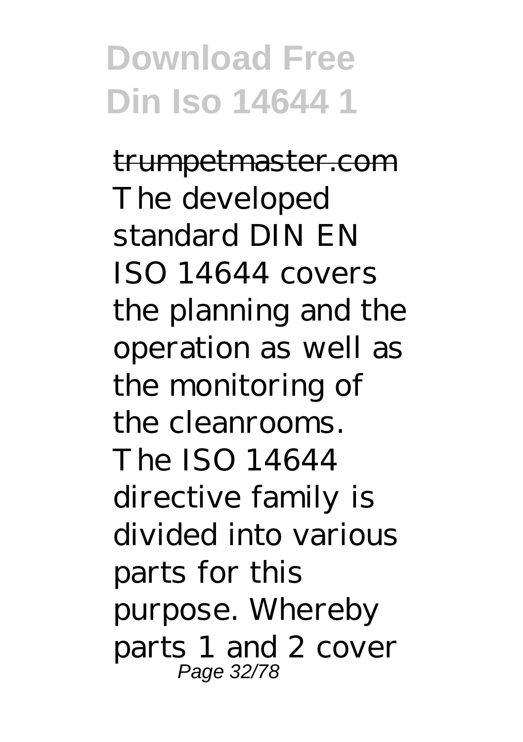~~trumpetmaster.com~~ The developed standard DIN EN ISO 14644 covers the planning and the operation as well as the monitoring of the cleanrooms. The ISO 14644 directive family is divided into various parts for this purpose. Whereby parts 1 and 2 cover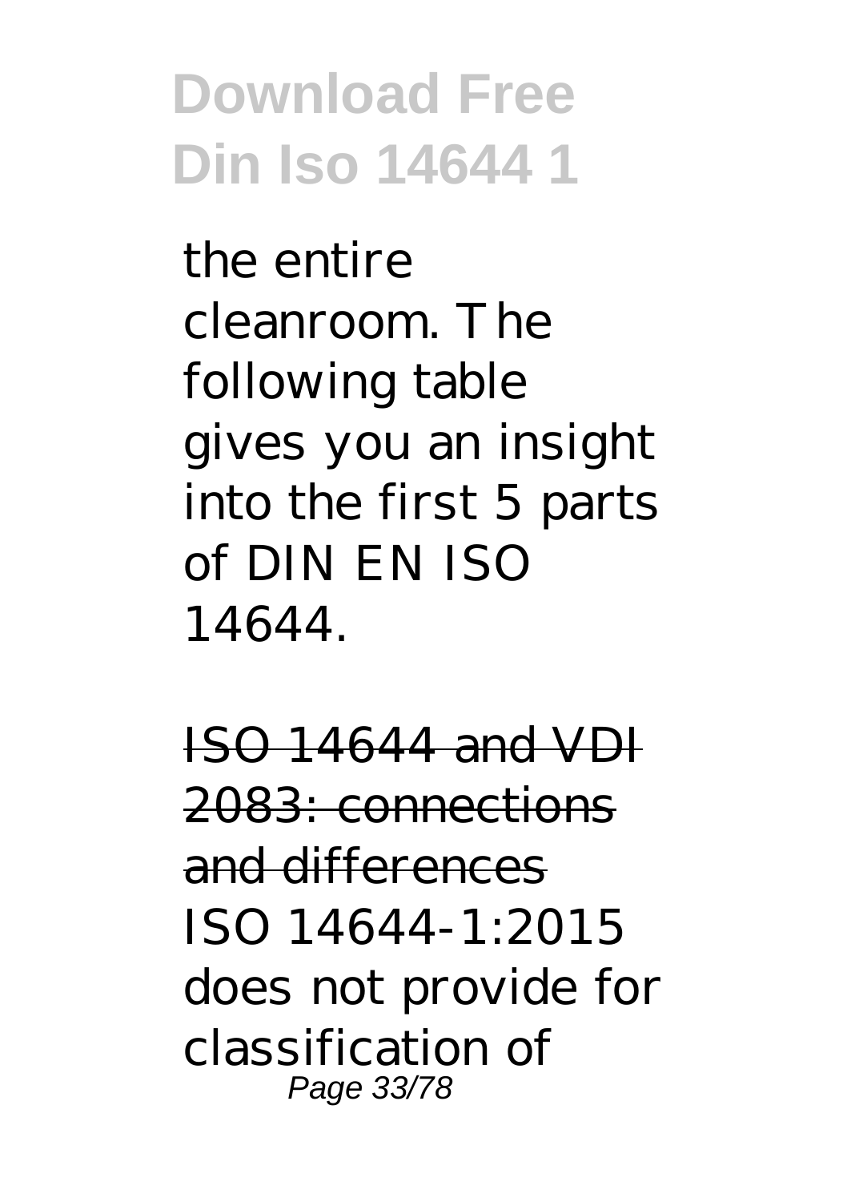the entire cleanroom. The following table gives you an insight into the first 5 parts of DIN EN ISO 14644.

~~ISO 14644 and VDI 2083: connections and differences~~

ISO 14644-1:2015 does not provide for classification of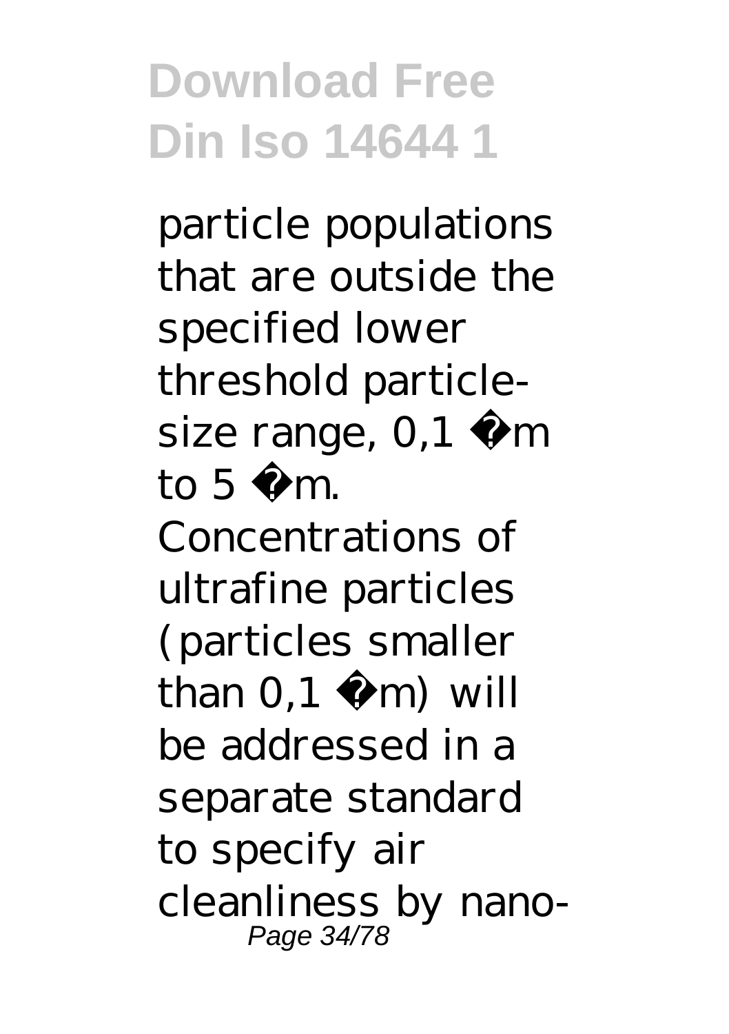particle populations that are outside the specified lower threshold particle-size range, 0,1 µm to 5 µm. Concentrations of ultrafine particles (particles smaller than 0,1 µm) will be addressed in a separate standard to specify air cleanliness by nano-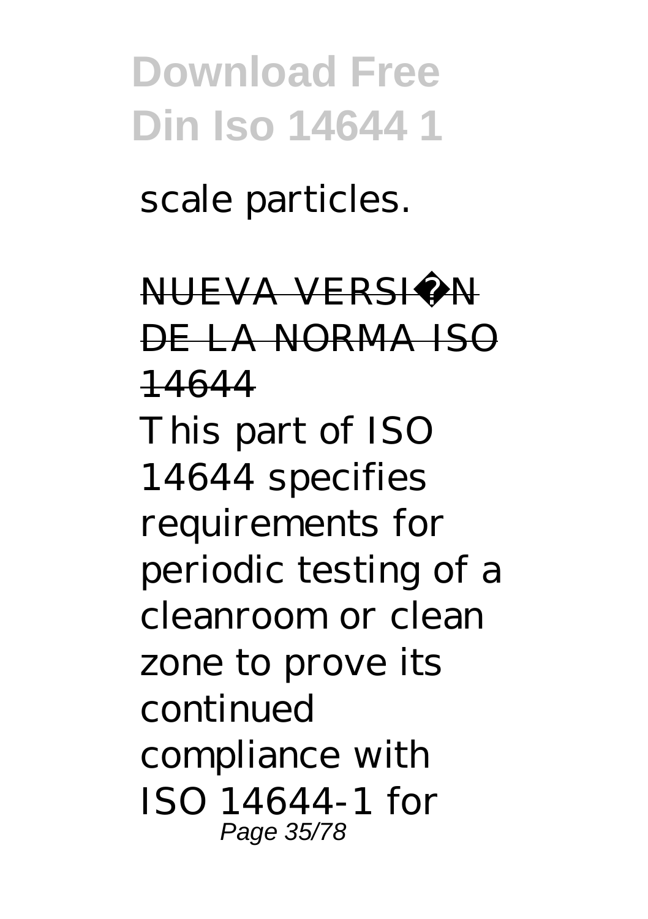scale particles.

NUEVA VERSIÓN DE LA NORMA ISO 14644

This part of ISO 14644 specifies requirements for periodic testing of a cleanroom or clean zone to prove its continued compliance with ISO 14644-1 for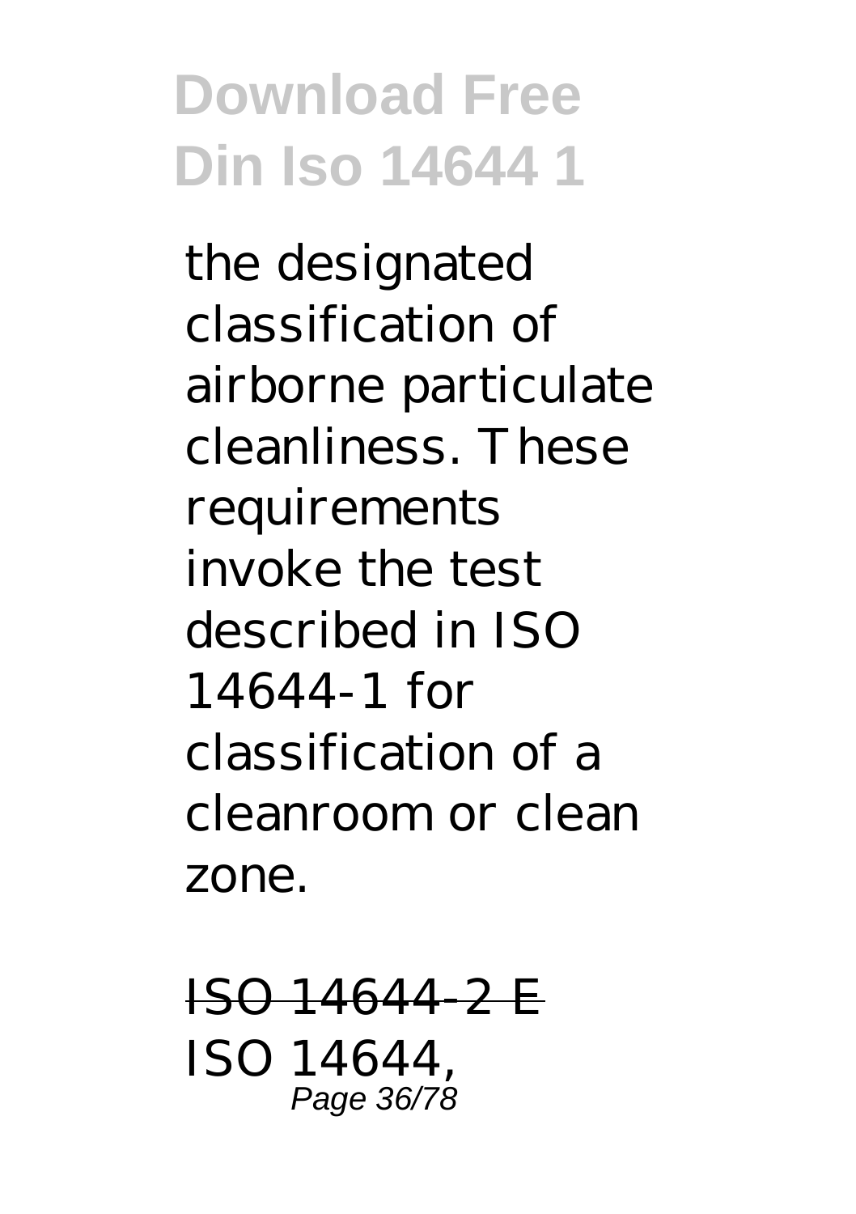the designated classification of airborne particulate cleanliness. These requirements invoke the test described in ISO 14644-1 for classification of a cleanroom or clean zone.

ISO 14644-2 E

ISO 14644,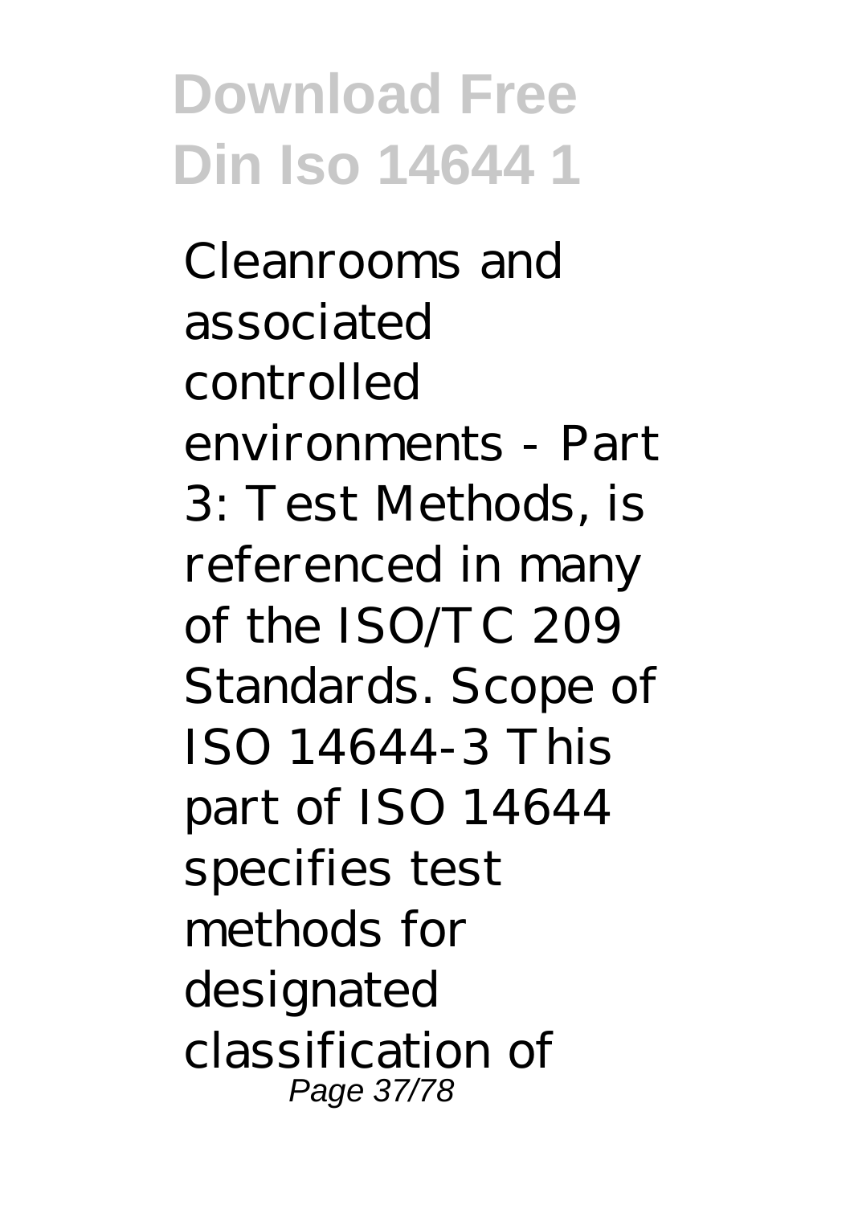Cleanrooms and associated controlled environments - Part 3: Test Methods, is referenced in many of the ISO/TC 209 Standards. Scope of ISO 14644-3 This part of ISO 14644 specifies test methods for designated classification of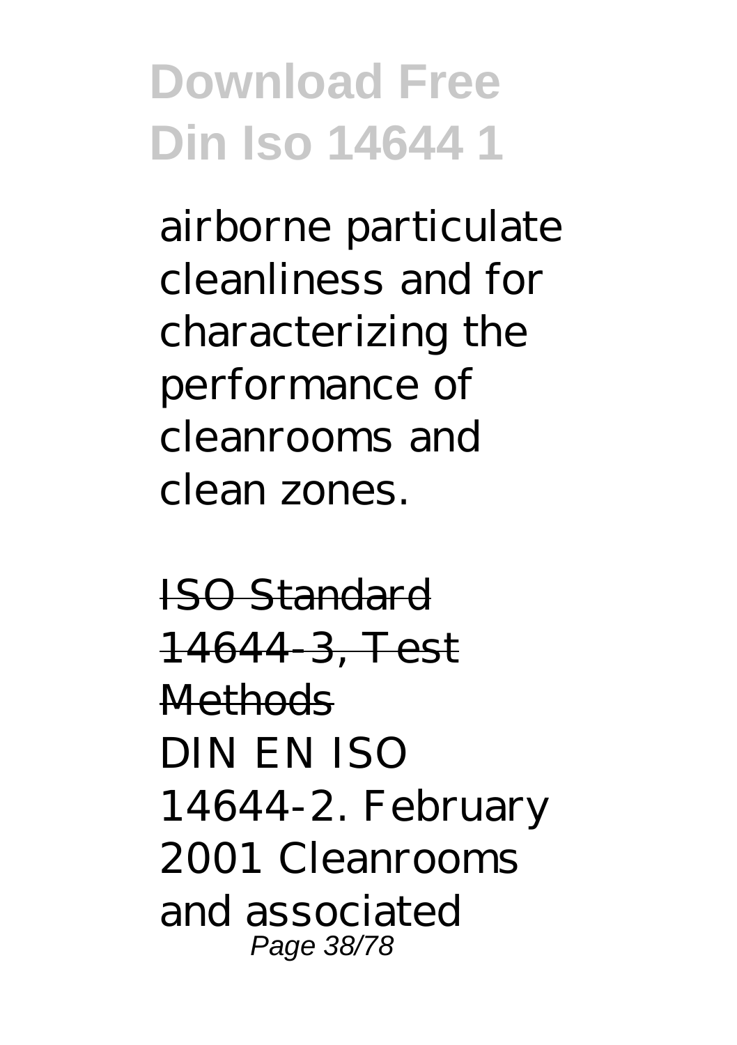airborne particulate cleanliness and for characterizing the performance of cleanrooms and clean zones.

ISO Standard 14644-3, Test Methods

DIN EN ISO 14644-2. February 2001 Cleanrooms and associated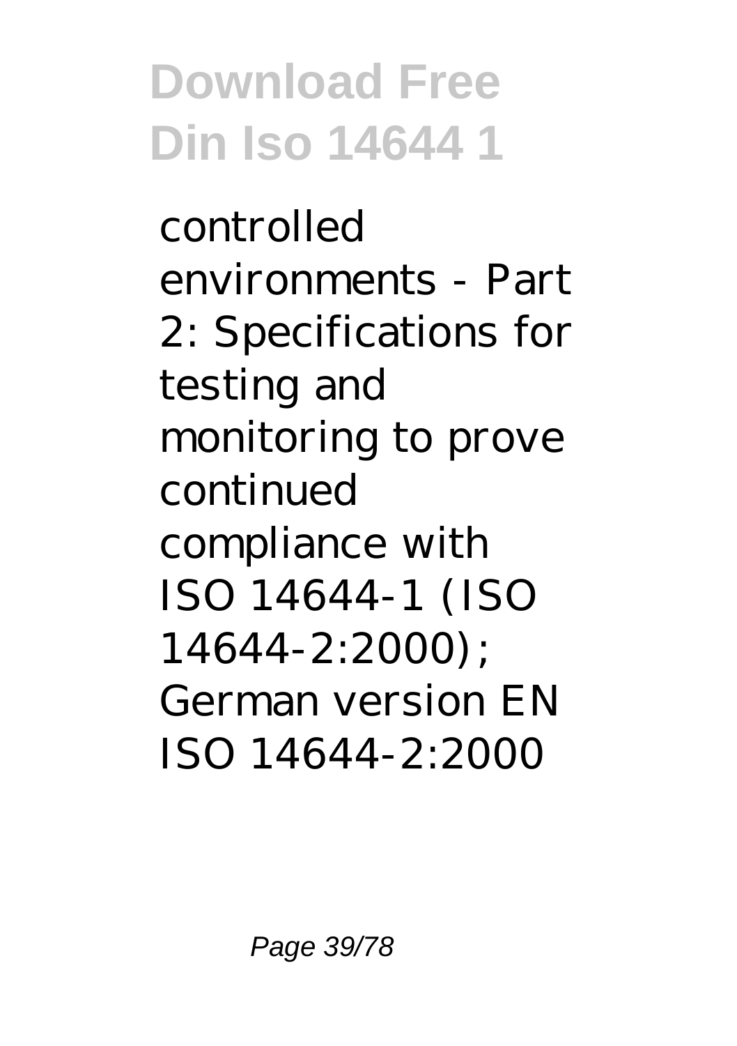controlled environments - Part 2: Specifications for testing and monitoring to prove continued compliance with ISO 14644-1 (ISO 14644-2:2000); German version EN ISO 14644-2:2000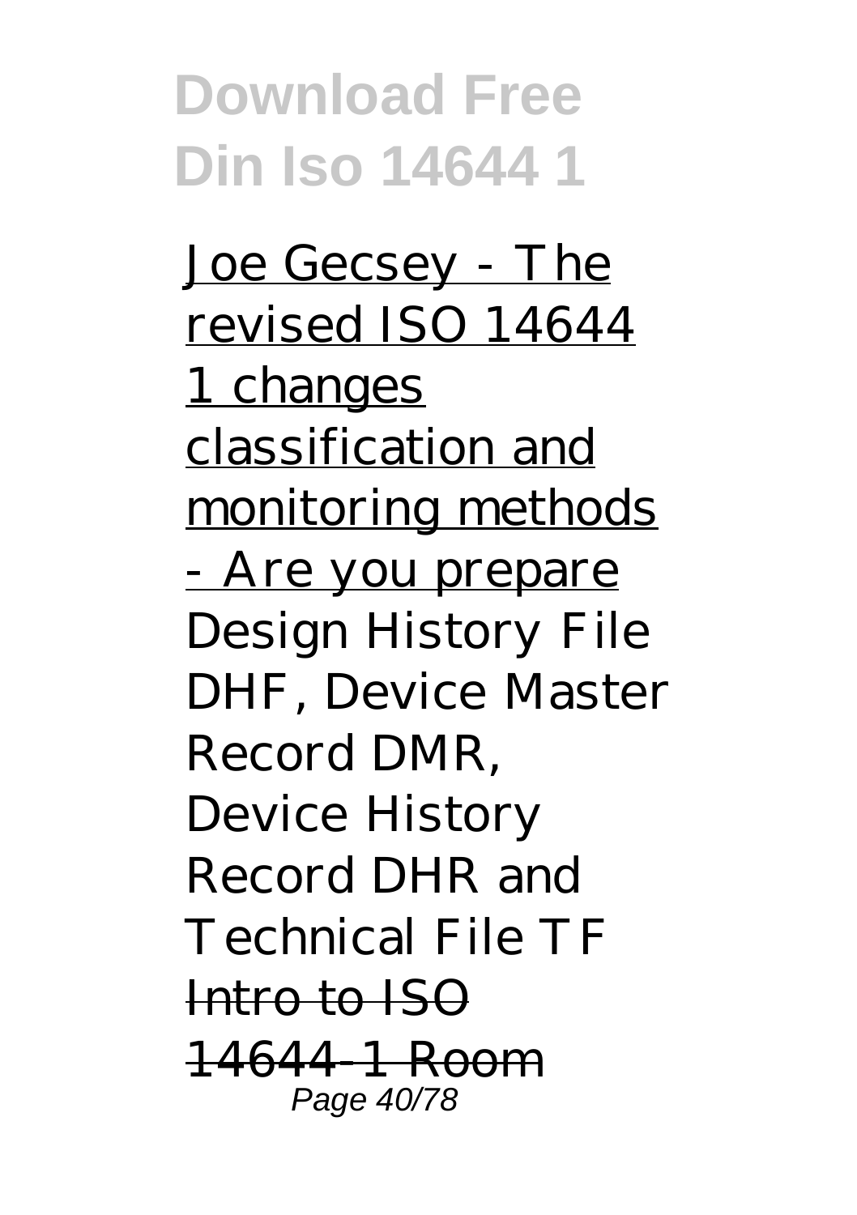Joe Gecsey - The revised ISO 14644 1 changes classification and monitoring methods - Are you prepare *Design History File DHF, Device Master Record DMR, Device History Record DHR and Technical File TF* ~~Intro to ISO 14644-1 Room~~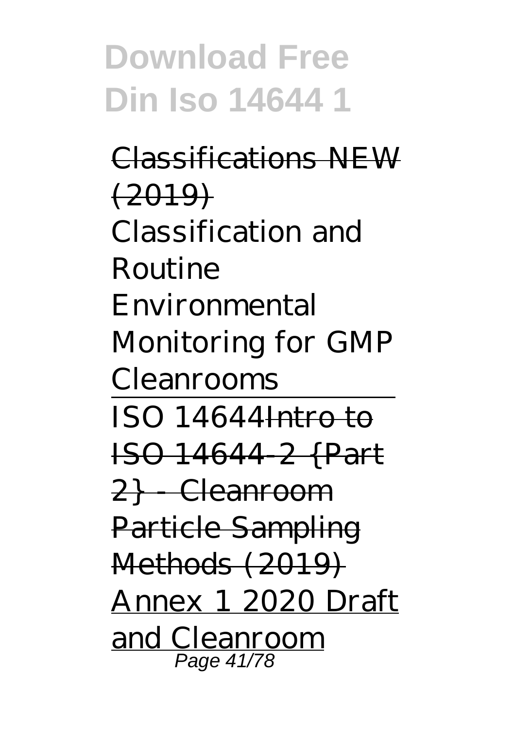Classifications NEW (2019)

*Classification and Routine Environmental Monitoring for GMP Cleanrooms*

ISO 14644Intro to ISO 14644-2 {Part 2} - Cleanroom Particle Sampling Methods (2019)

Annex 1 2020 Draft and Cleanroom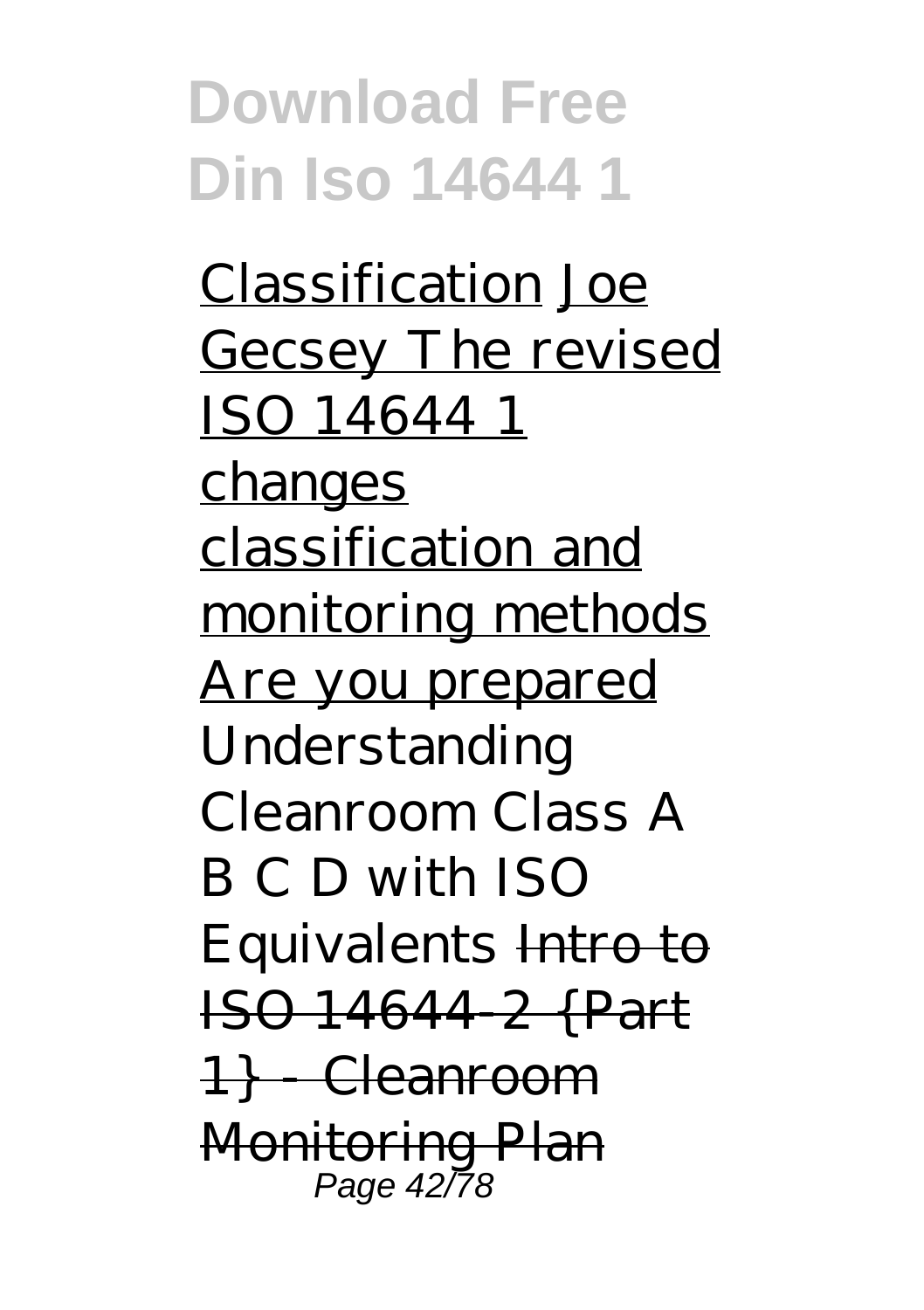Classification Joe Gecsey The revised ISO 14644 1 changes classification and monitoring methods Are you prepared *Understanding Cleanroom Class A B C D with ISO Equivalents* ~~Intro to ISO 14644-2 {Part 1} - Cleanroom Monitoring Plan~~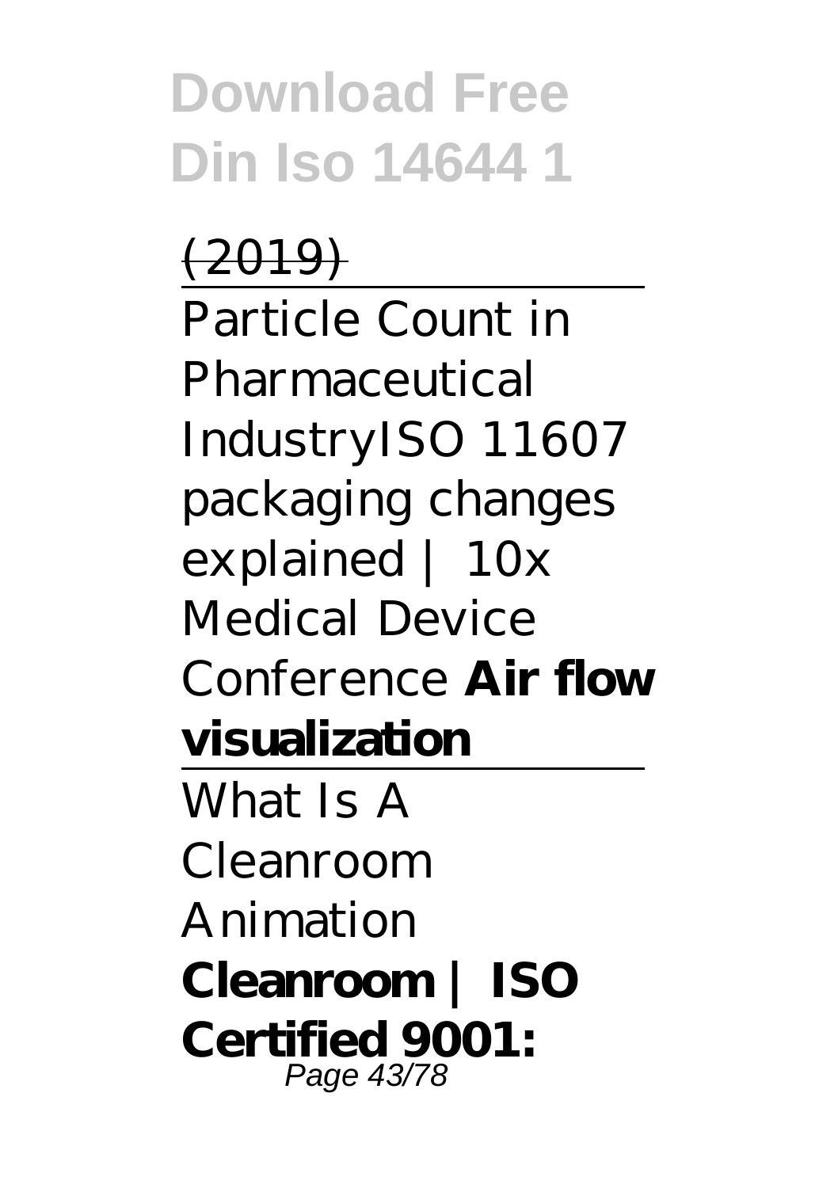~~(2019)~~

Particle Count in Pharmaceutical Industry*ISO 11607 packaging changes explained | 10x Medical Device Conference* **Air flow visualization**

What Is A Cleanroom Animation

**Cleanroom | ISO Certified 9001:**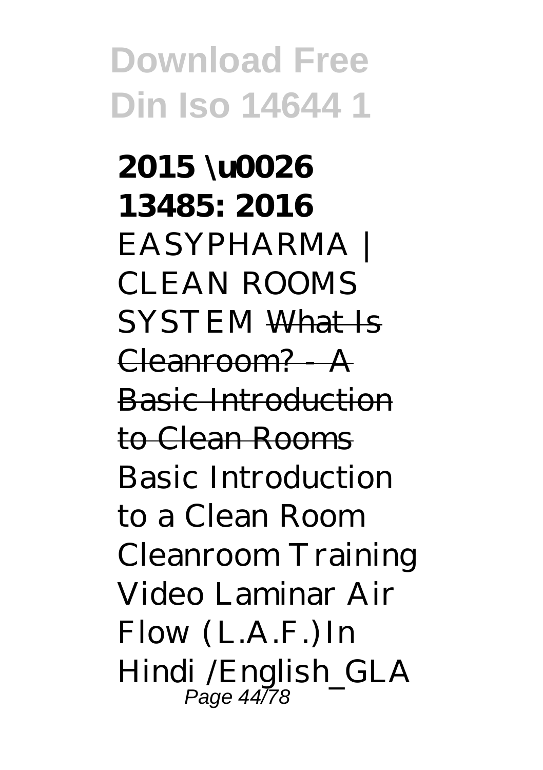**2015 \u0026 13485: 2016** EASYPHARMA | CLEAN ROOMS SYSTEM ~~What Is Cleanroom? - A Basic Introduction to Clean Rooms~~ Basic Introduction to a Clean Room Cleanroom Training Video Laminar Air Flow (L.A.F.)In Hindi /English_GLA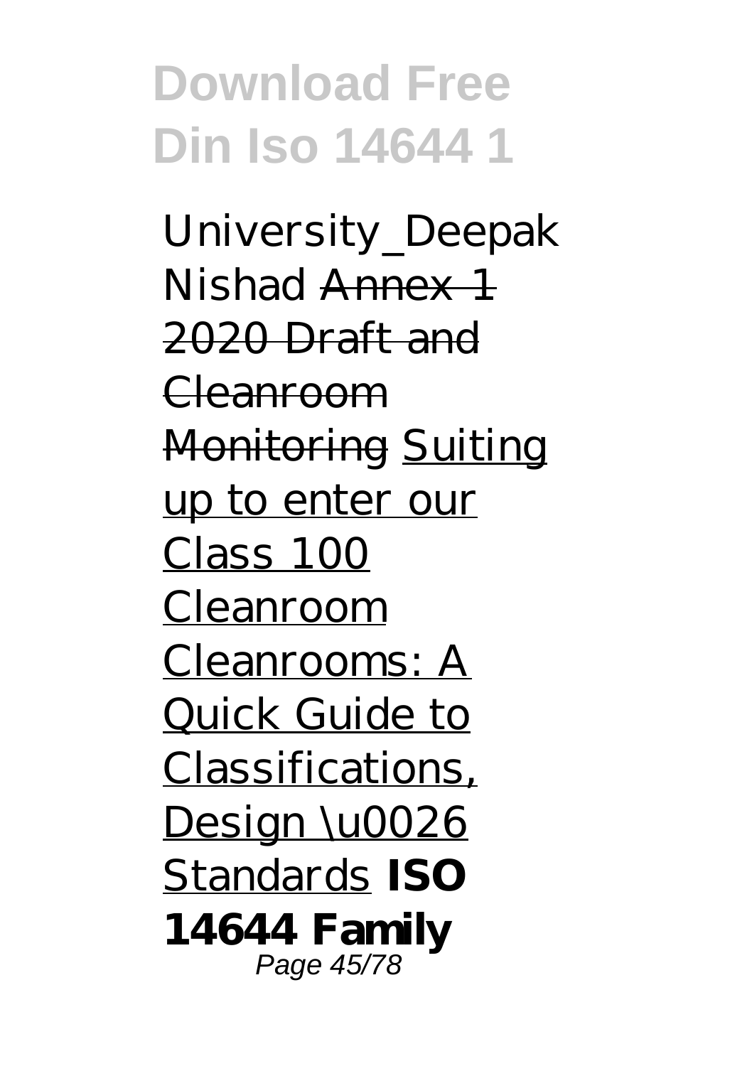*University_Deepak Nishad* ~~Annex 1 2020 Draft and Cleanroom Monitoring~~ Suiting up to enter our Class 100 Cleanroom Cleanrooms: A Quick Guide to Classifications, Design \u0026 Standards **ISO 14644 Family**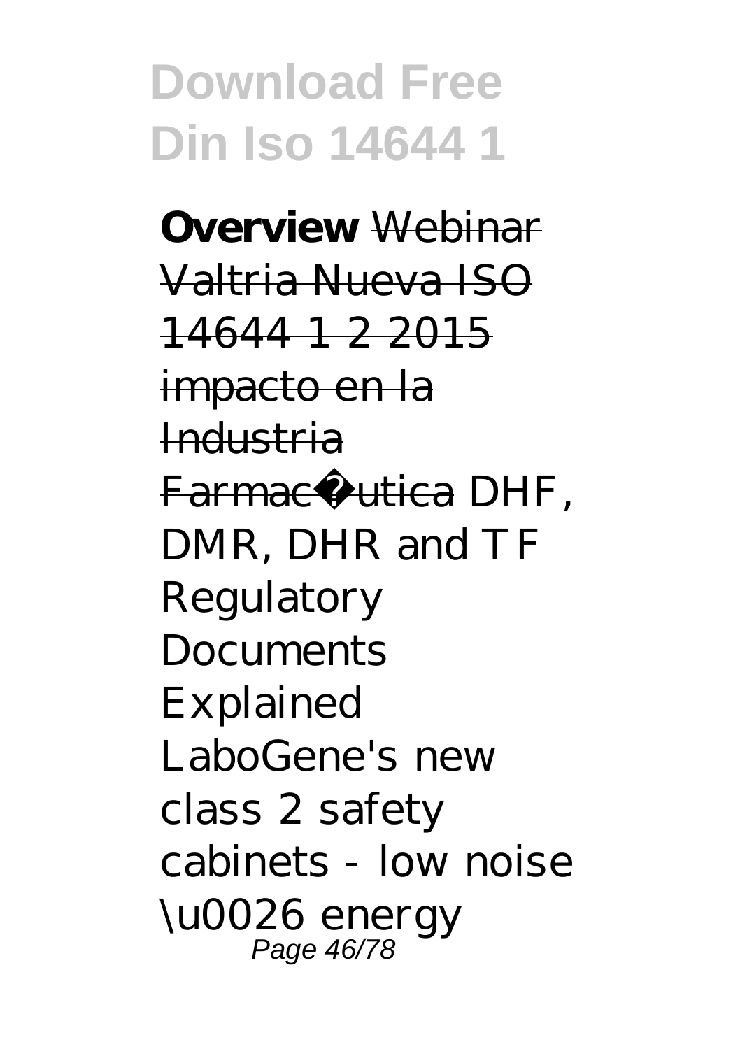**Overview** ~~Webinar Valtria Nueva ISO 14644 1 2 2015 impacto en la Industria Farmacéutica~~ DHF, DMR, DHR and TF Regulatory Documents Explained LaboGene's new class 2 safety cabinets - low noise \u0026 energy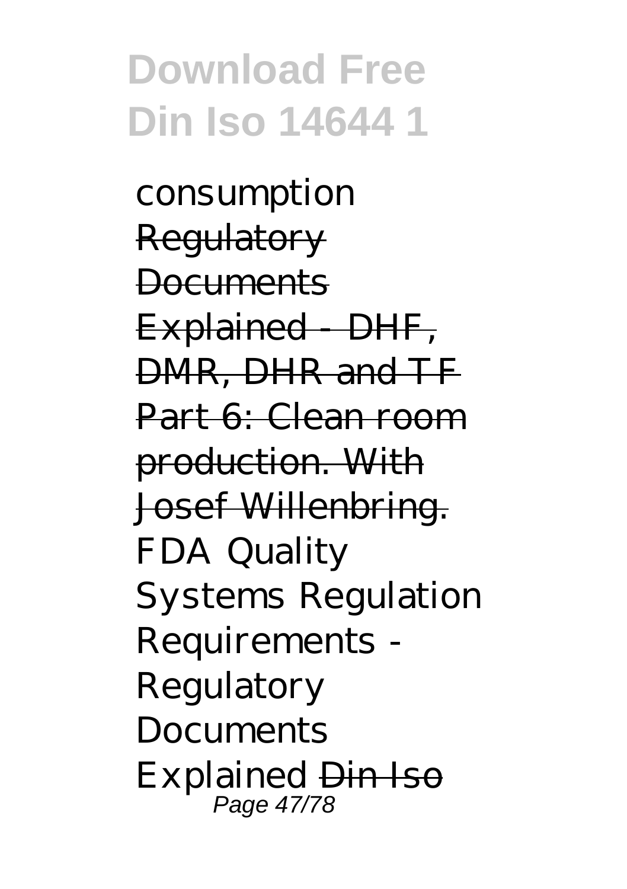consumption ~~Regulatory Documents Explained - DHF, DMR, DHR and TF~~ ~~Part 6: Clean room production. With Josef Willenbring.~~ FDA Quality Systems Regulation Requirements - Regulatory Documents Explained ~~Din Iso~~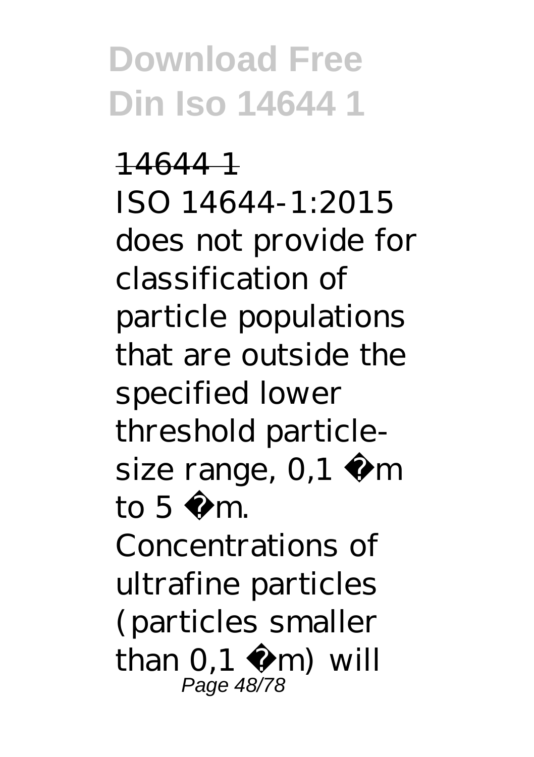14644 1

ISO 14644-1:2015 does not provide for classification of particle populations that are outside the specified lower threshold particle-size range, 0,1 µm to 5 µm. Concentrations of ultrafine particles (particles smaller than 0,1 µm) will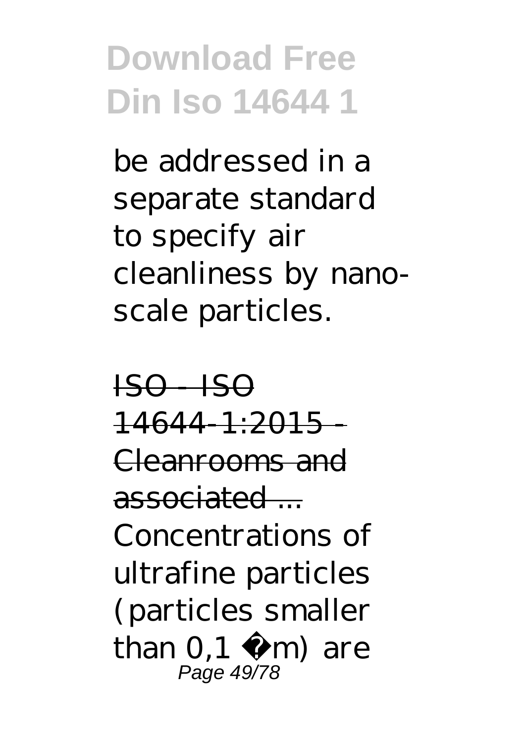be addressed in a separate standard to specify air cleanliness by nano-scale particles.

ISO - ISO 14644-1:2015 - Cleanrooms and associated ...

Concentrations of ultrafine particles (particles smaller than 0,1 µm) are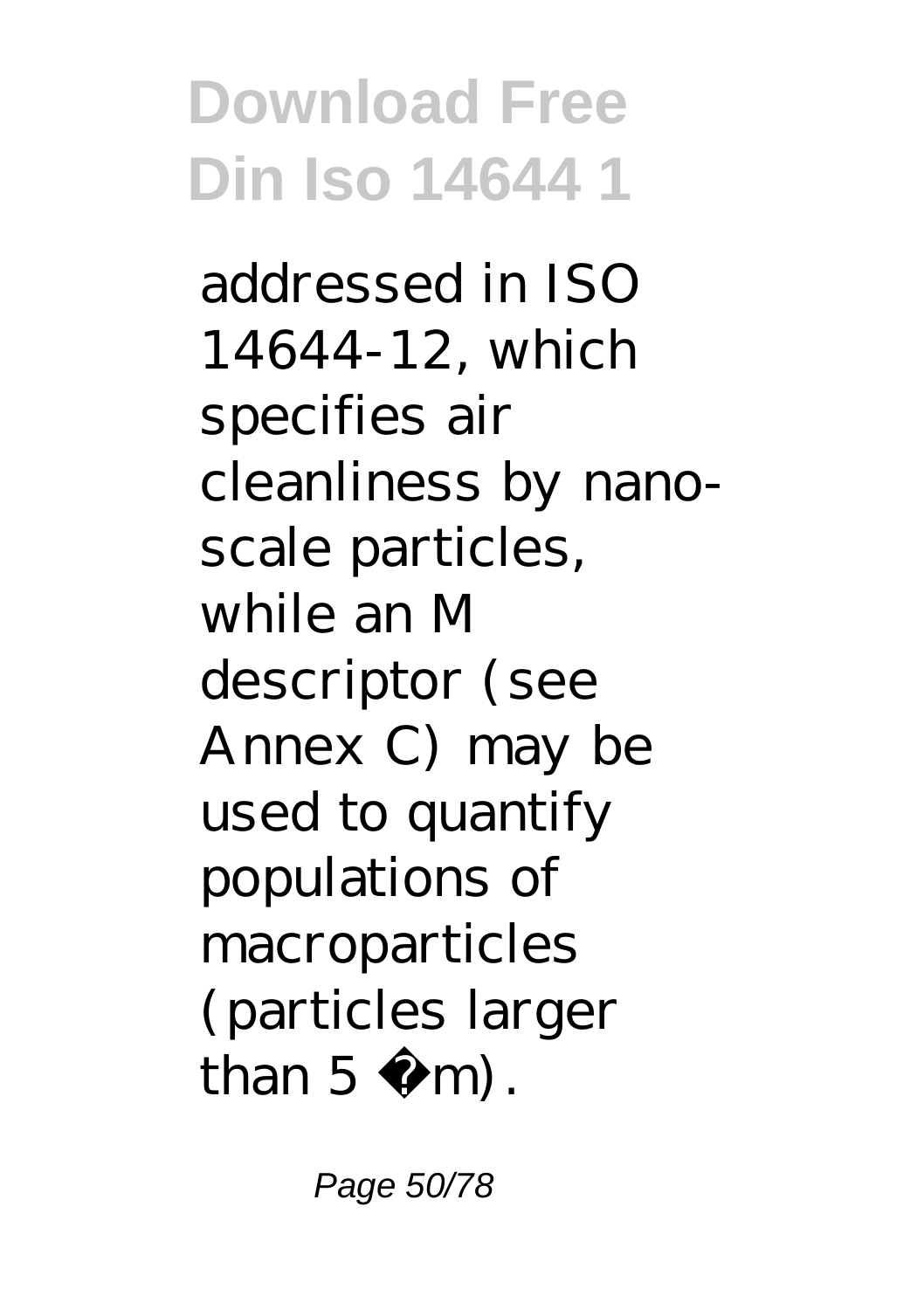addressed in ISO 14644-12, which specifies air cleanliness by nano-scale particles, while an M descriptor (see Annex C) may be used to quantify populations of macroparticles (particles larger than 5 µm).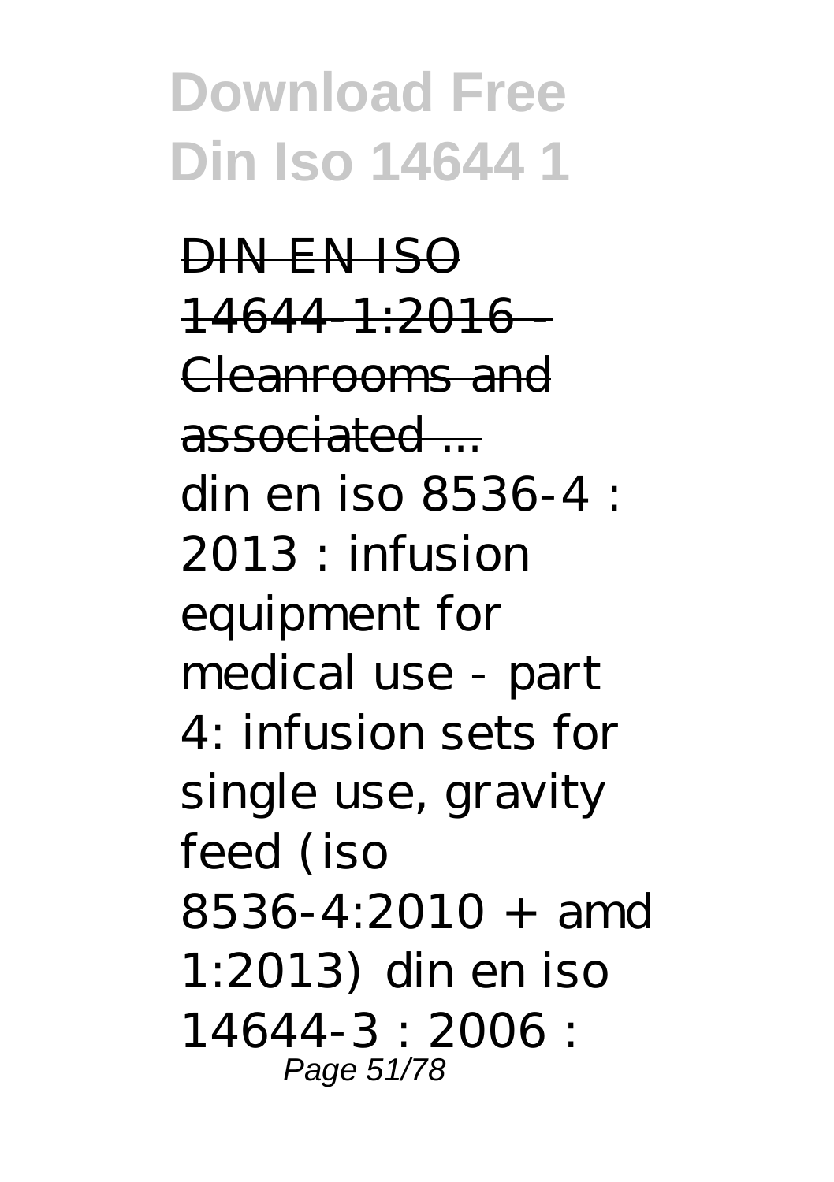~~DIN EN ISO 14644-1:2016 - Cleanrooms and associated ...~~

din en iso 8536-4 : 2013 : infusion equipment for medical use - part 4: infusion sets for single use, gravity feed (iso 8536-4:2010 + amd 1:2013) din en iso 14644-3 : 2006 :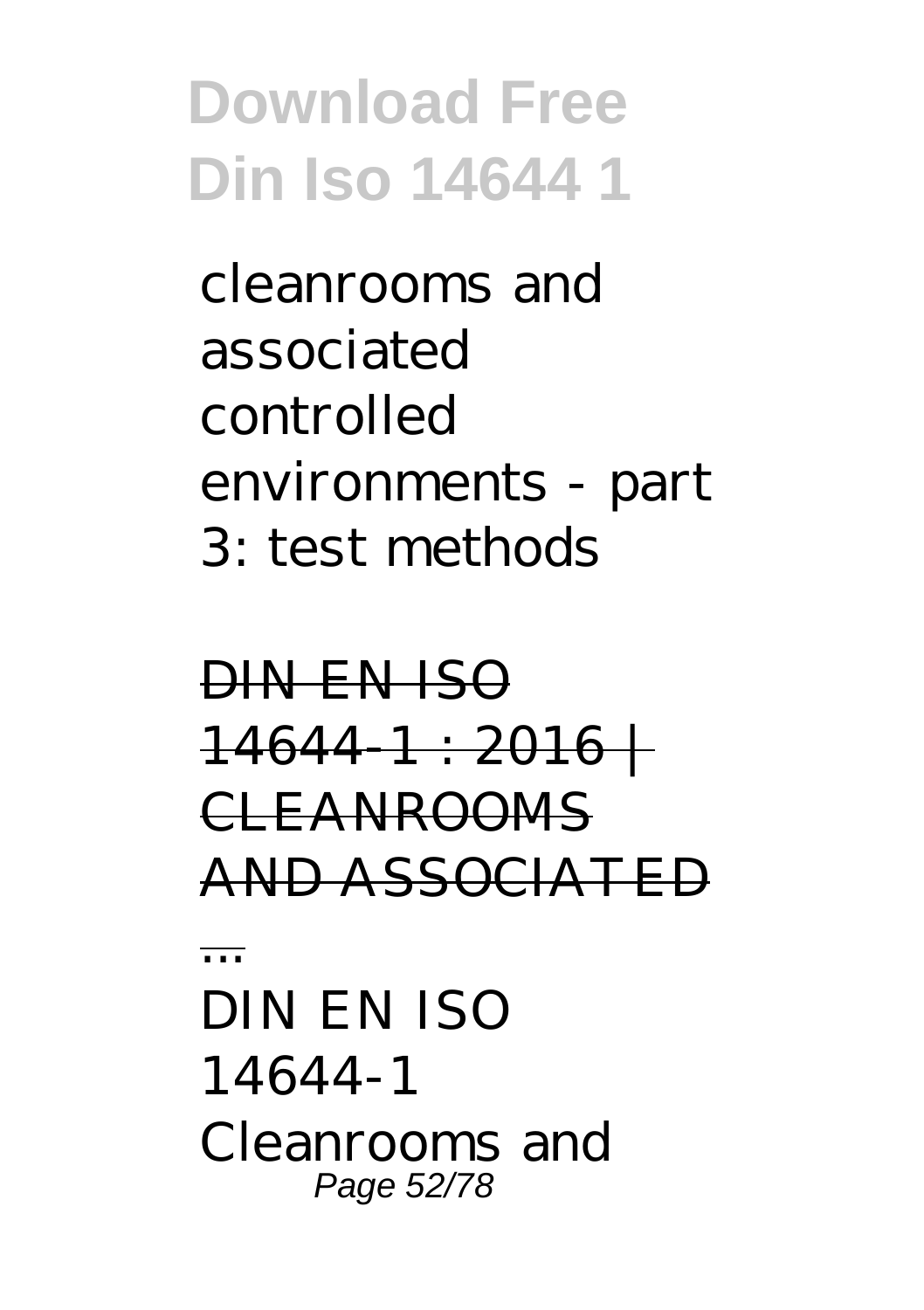cleanrooms and associated controlled environments - part 3: test methods

DIN EN ISO 14644-1 : 2016 | CLEANROOMS AND ASSOCIATED ...

DIN EN ISO 14644-1 Cleanrooms and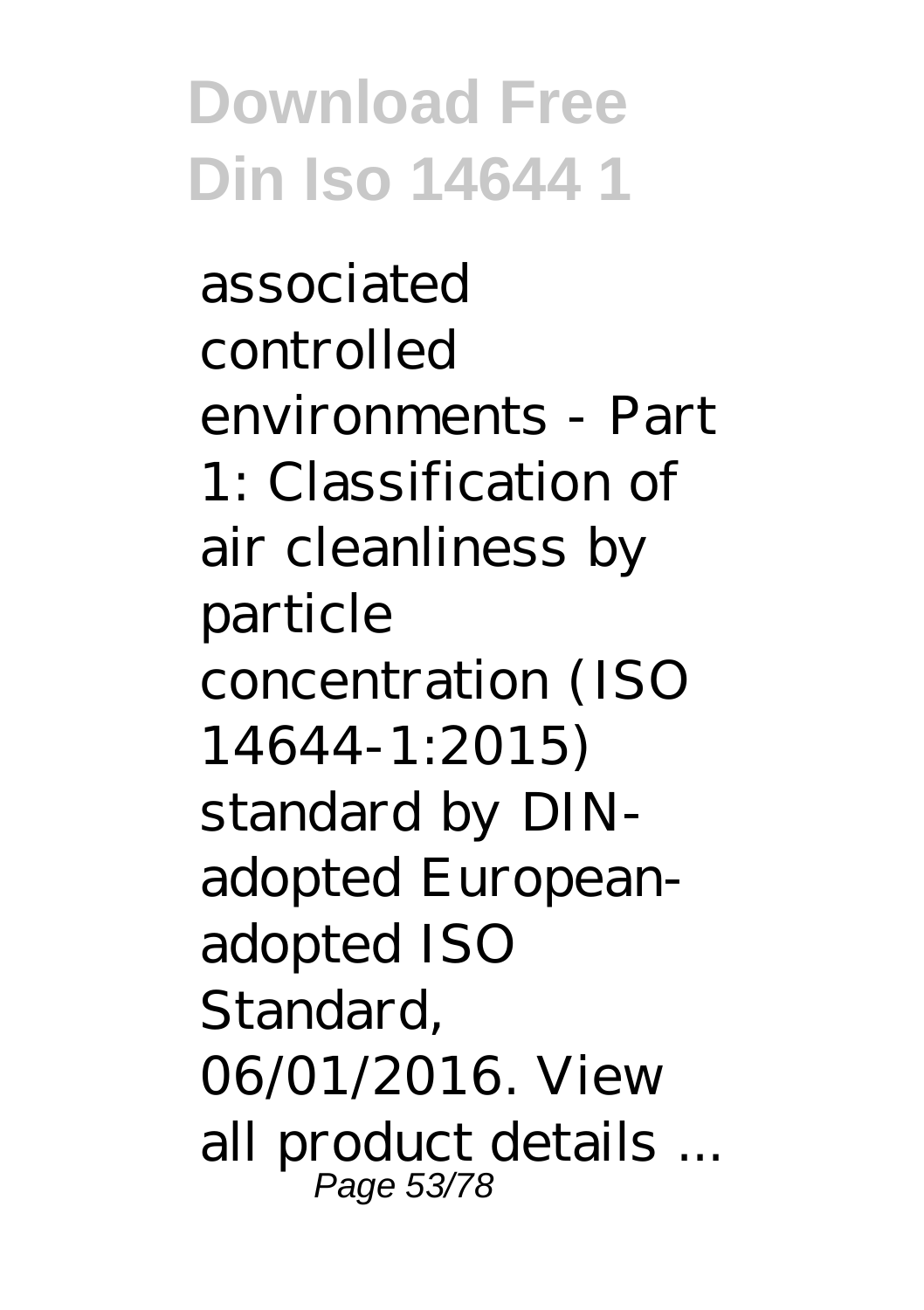associated controlled environments - Part 1: Classification of air cleanliness by particle concentration (ISO 14644-1:2015) standard by DIN-adopted European-adopted ISO Standard, 06/01/2016. View all product details ...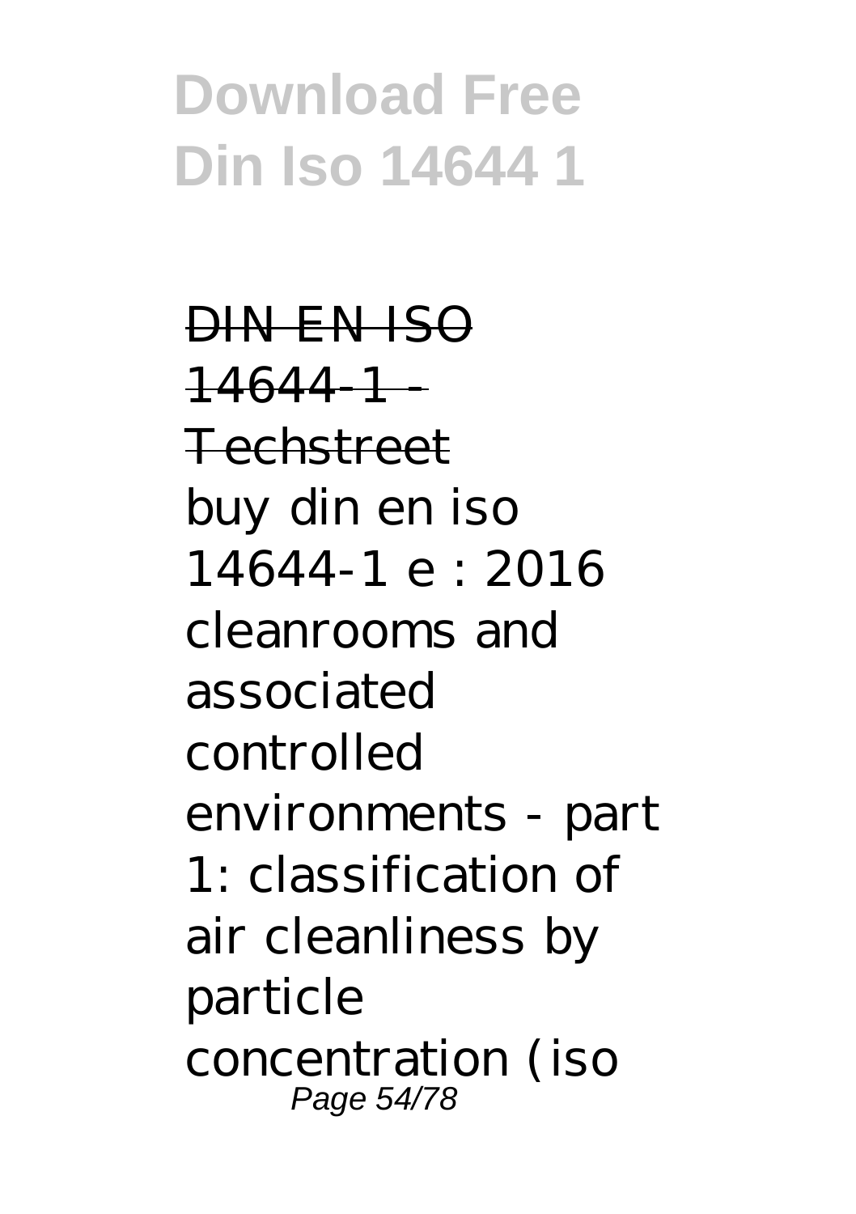DIN EN ISO 14644-1 - Techstreet

buy din en iso 14644-1 e : 2016 cleanrooms and associated controlled environments - part 1: classification of air cleanliness by particle concentration (iso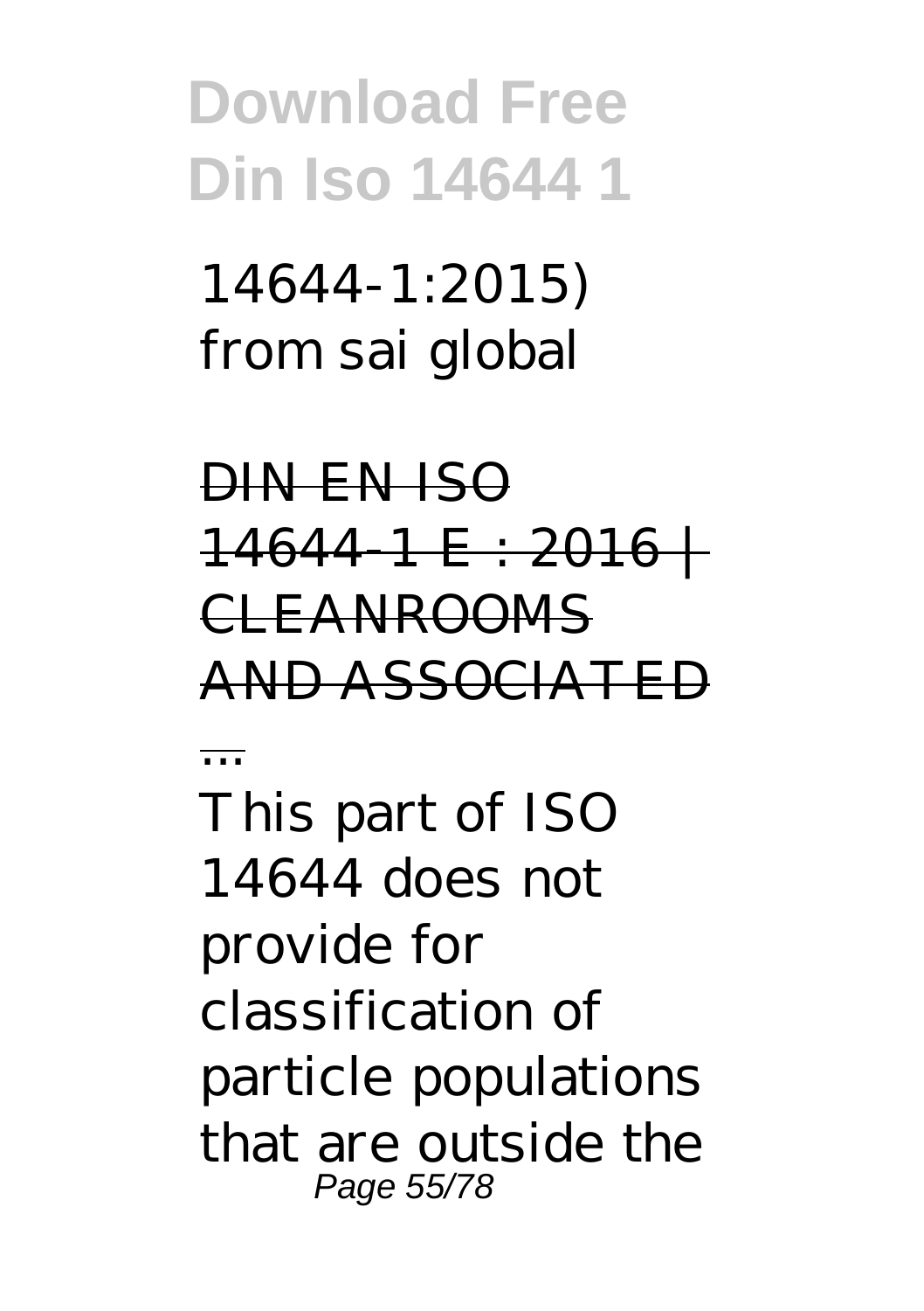14644-1:2015) from sai global

DIN EN ISO 14644-1 E : 2016 | CLEANROOMS AND ASSOCIATED ...

This part of ISO 14644 does not provide for classification of particle populations that are outside the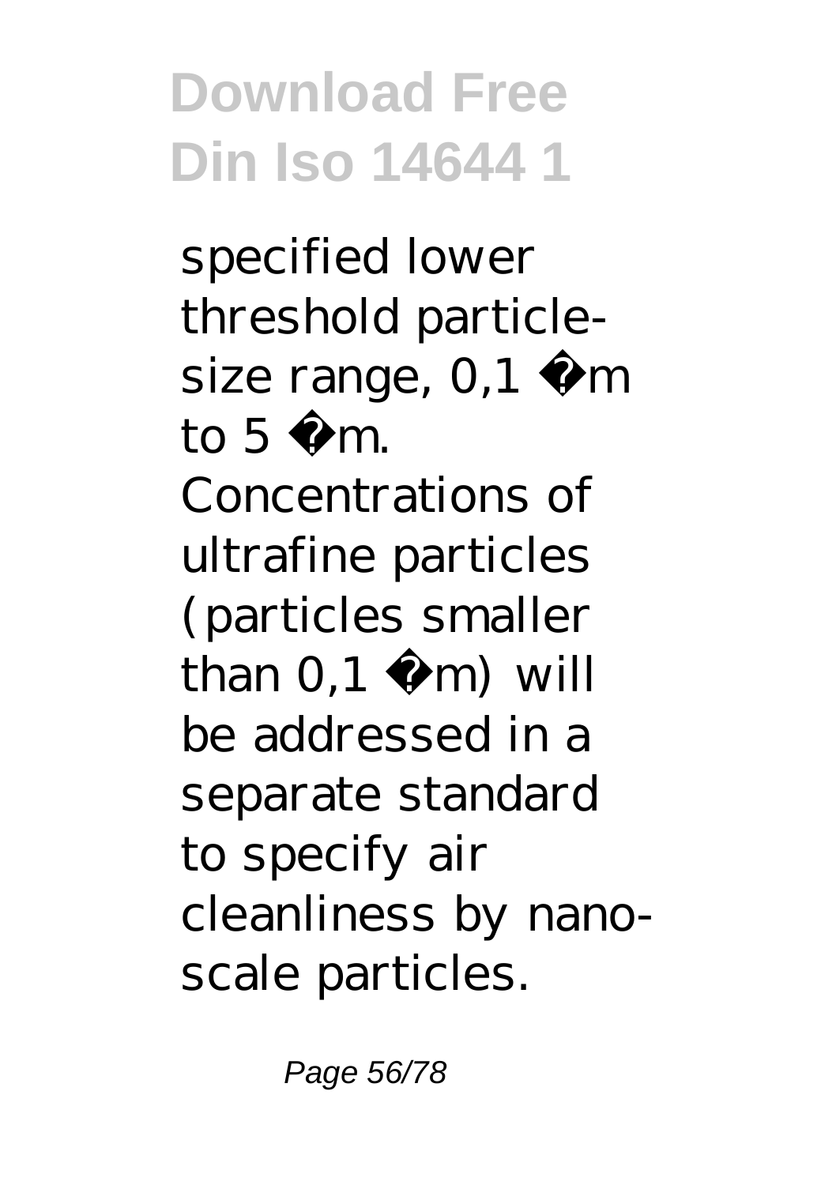specified lower threshold particle-size range, 0,1 µm to 5 µm. Concentrations of ultrafine particles (particles smaller than 0,1 µm) will be addressed in a separate standard to specify air cleanliness by nano-scale particles.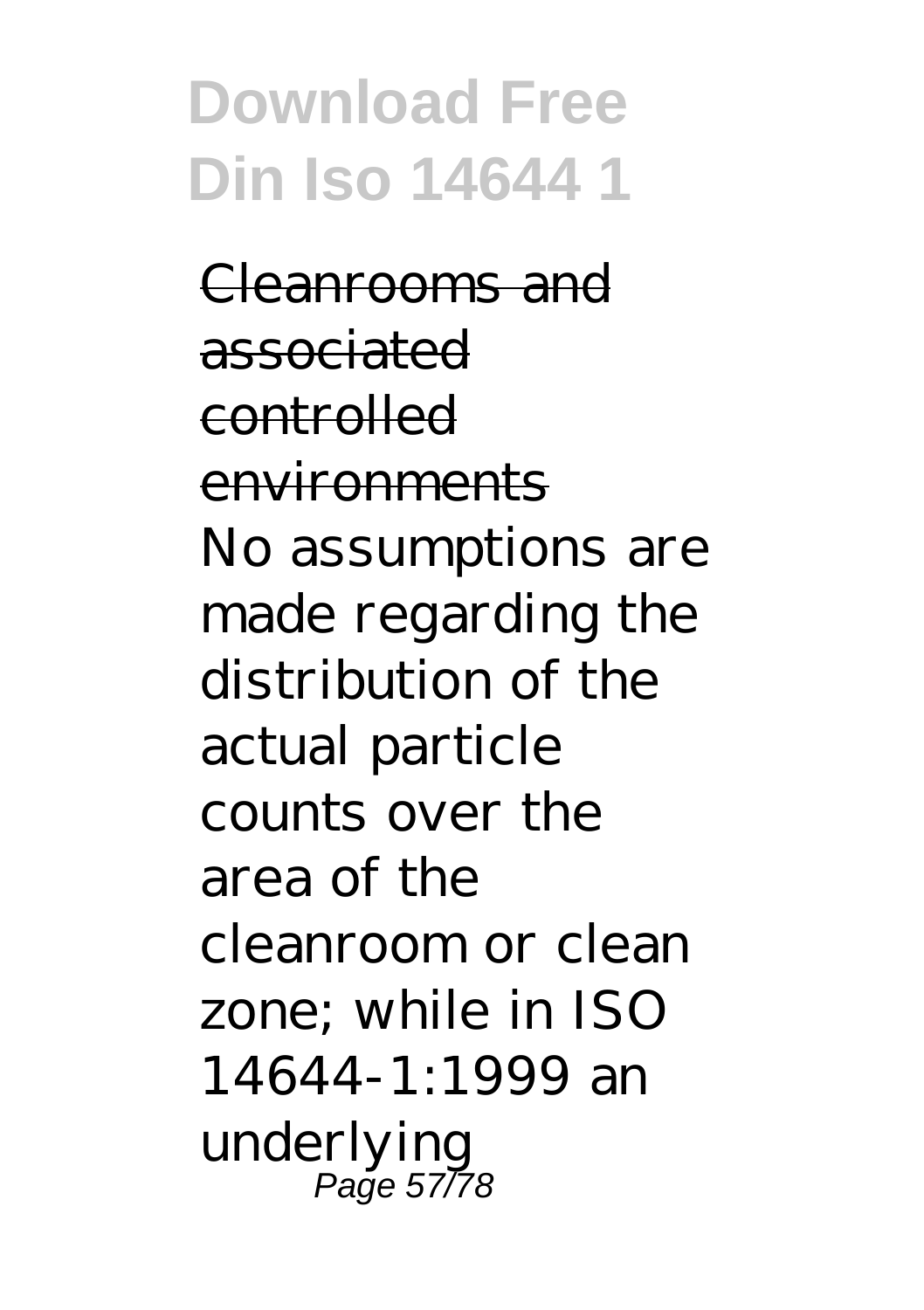Cleanrooms and associated controlled environments

No assumptions are made regarding the distribution of the actual particle counts over the area of the cleanroom or clean zone; while in ISO 14644-1:1999 an underlying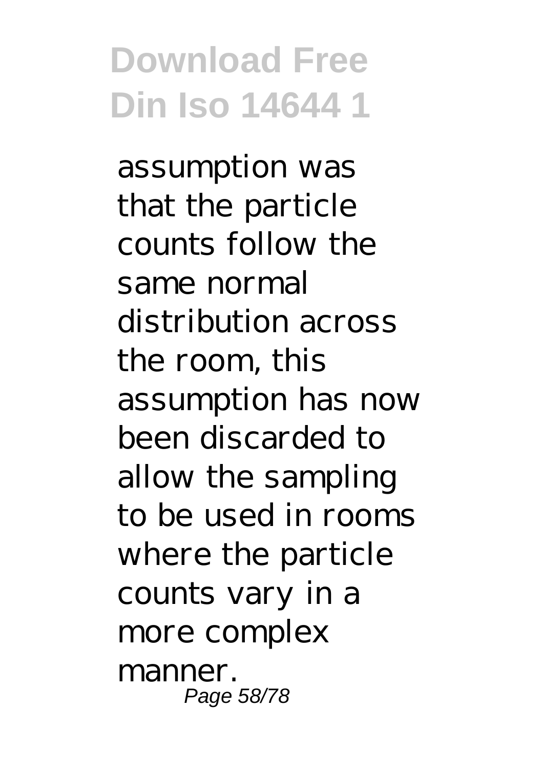assumption was that the particle counts follow the same normal distribution across the room, this assumption has now been discarded to allow the sampling to be used in rooms where the particle counts vary in a more complex manner.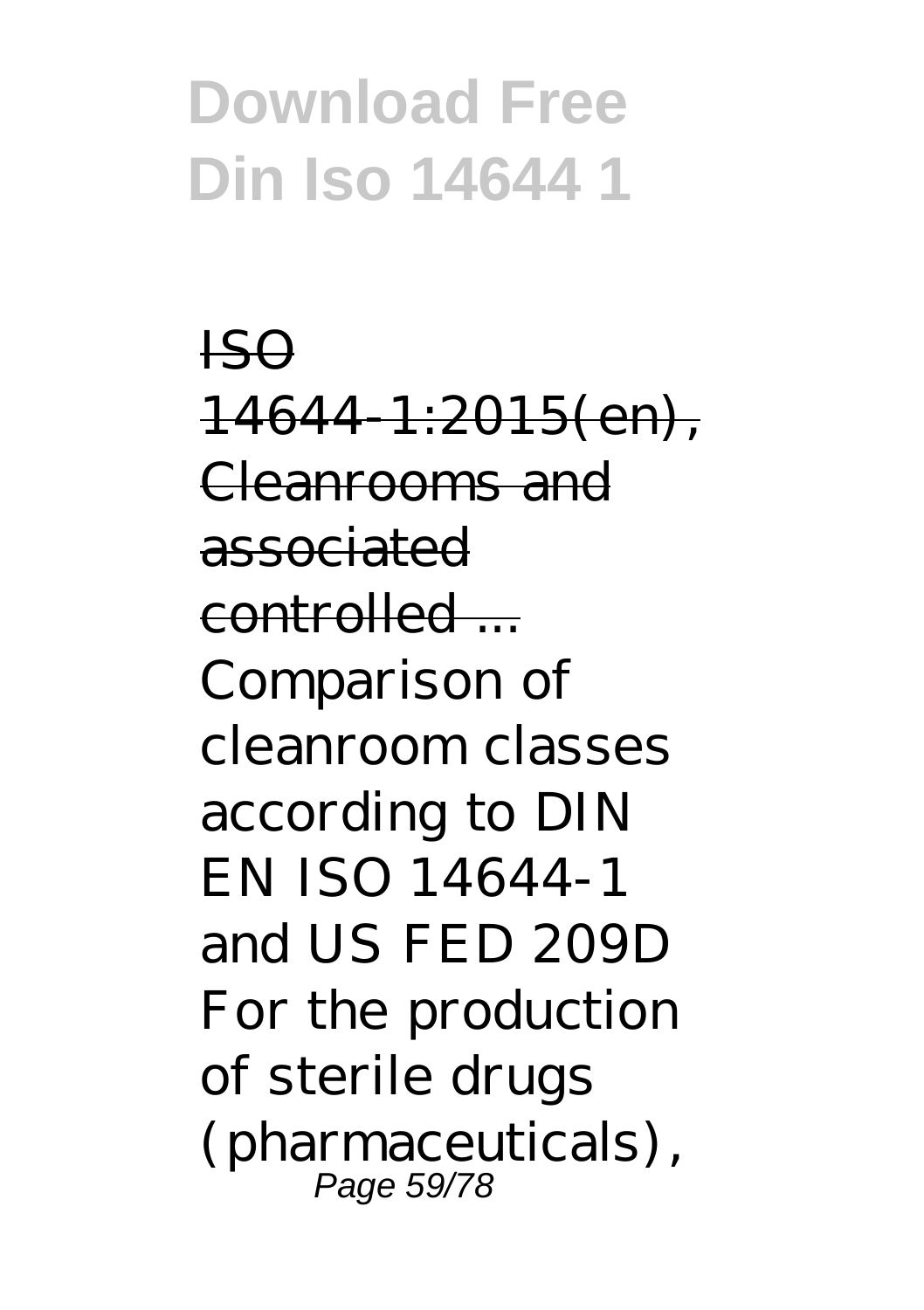ISO 14644-1:2015(en), Cleanrooms and associated controlled ...

Comparison of cleanroom classes according to DIN EN ISO 14644-1 and US FED 209D For the production of sterile drugs (pharmaceuticals),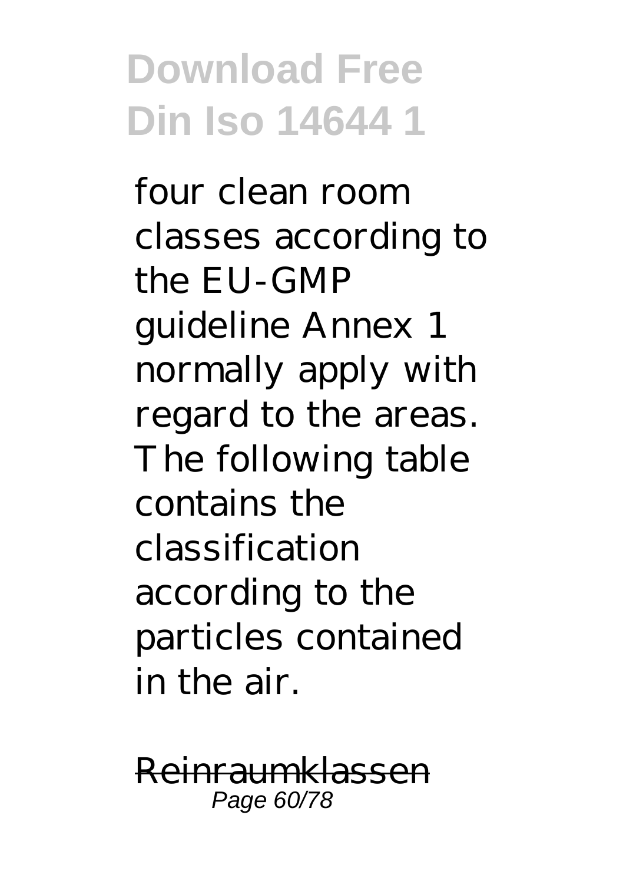four clean room classes according to the EU-GMP guideline Annex 1 normally apply with regard to the areas. The following table contains the classification according to the particles contained in the air.

Reinraumklassen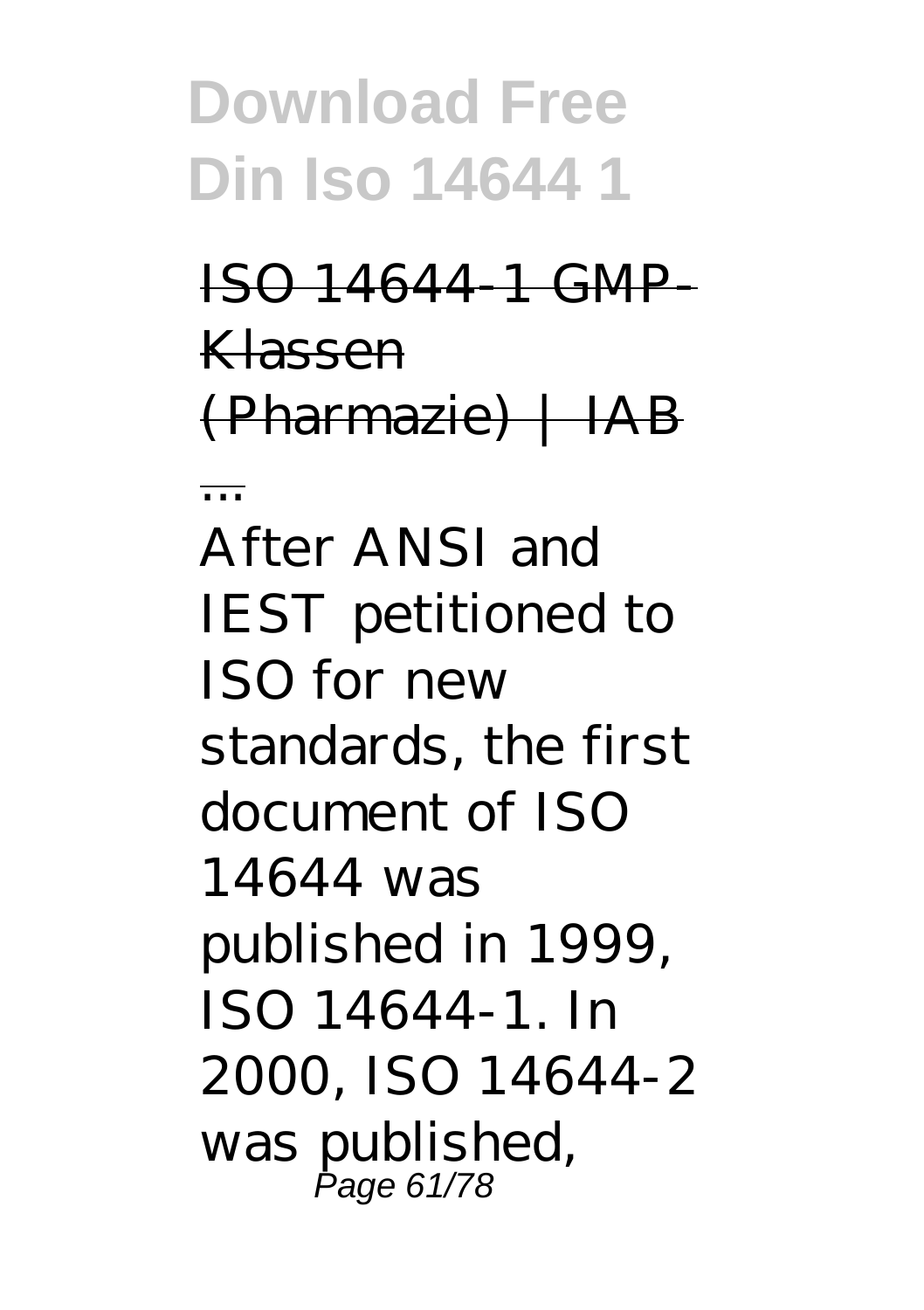ISO 14644-1 GMP-Klassen (Pharmazie) | IAB ...

After ANSI and IEST petitioned to ISO for new standards, the first document of ISO 14644 was published in 1999, ISO 14644-1. In 2000, ISO 14644-2 was published,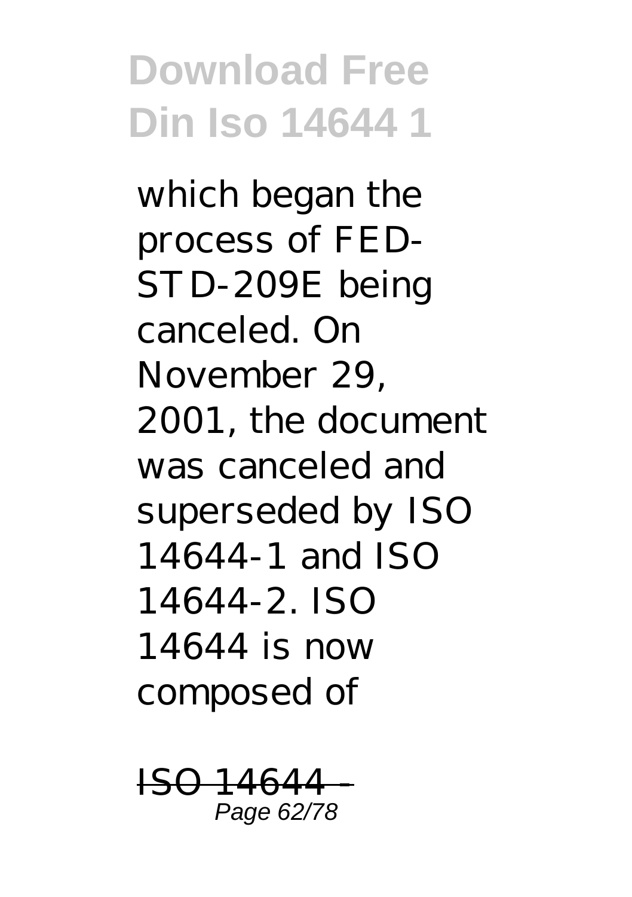which began the process of FED-STD-209E being canceled. On November 29, 2001, the document was canceled and superseded by ISO 14644-1 and ISO 14644-2. ISO 14644 is now composed of

ISO 14644 -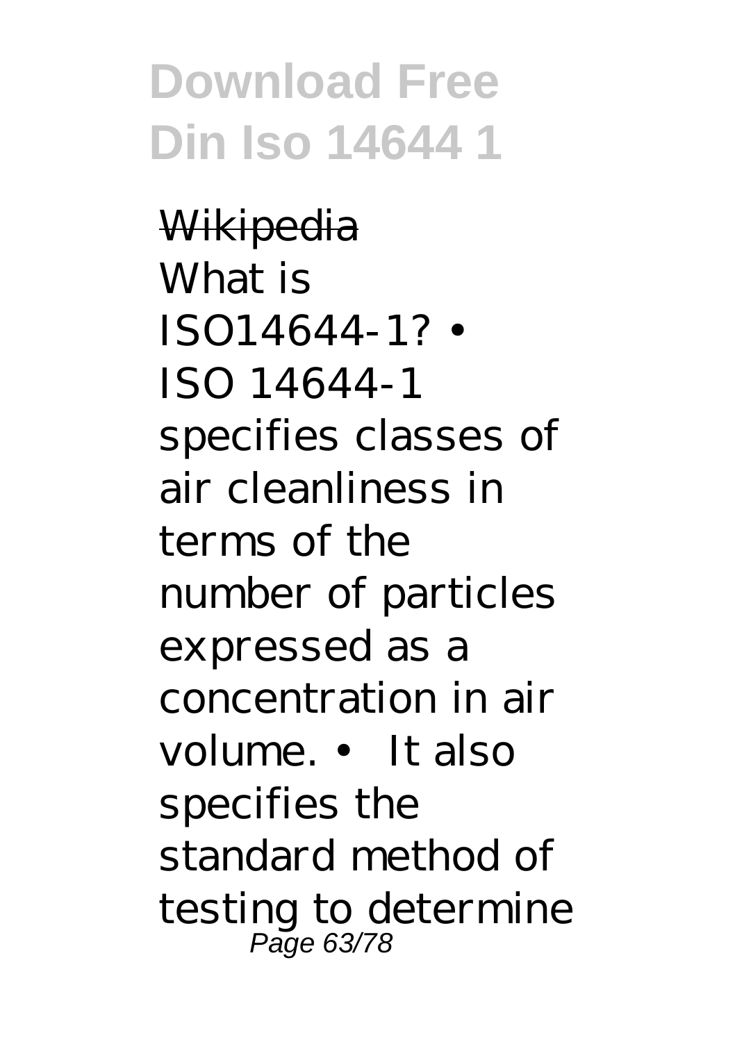Wikipedia

What is ISO14644-1? • ISO 14644-1 specifies classes of air cleanliness in terms of the number of particles expressed as a concentration in air volume. • It also specifies the standard method of testing to determine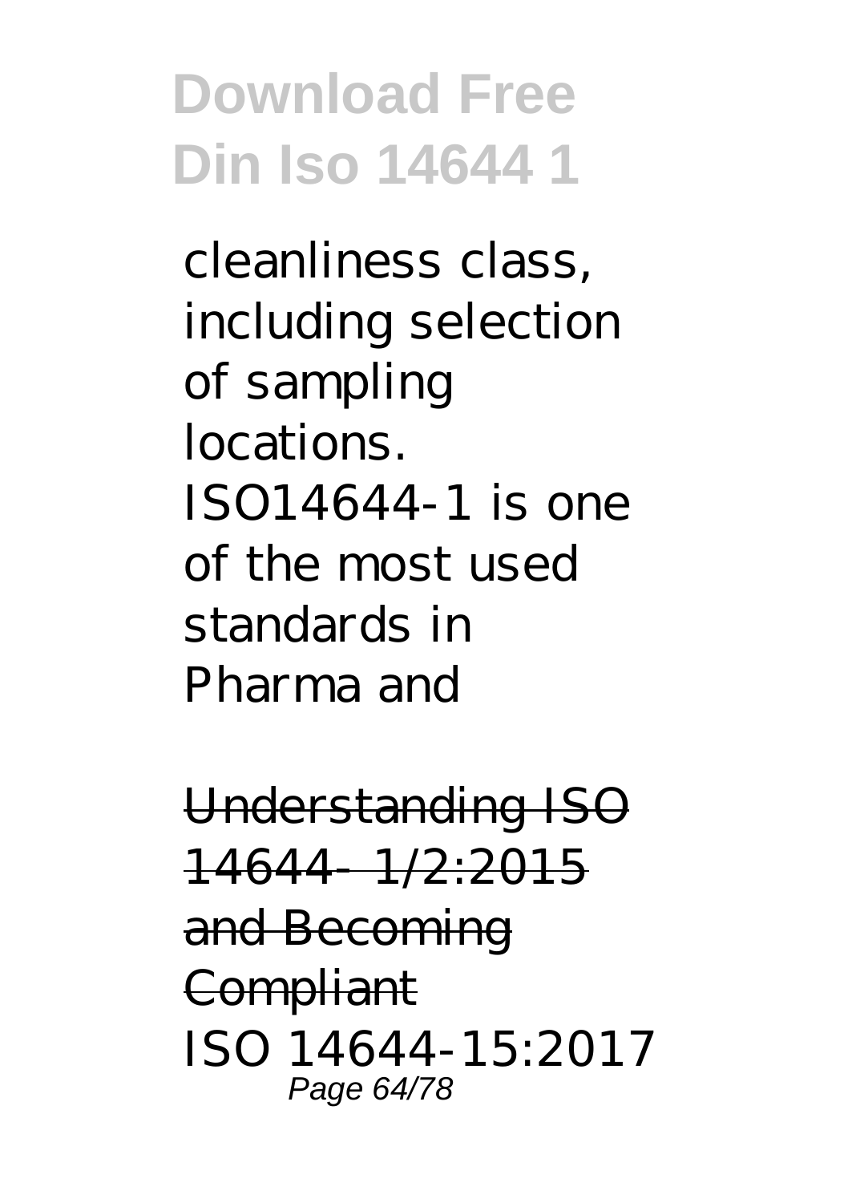cleanliness class, including selection of sampling locations. ISO14644-1 is one of the most used standards in Pharma and

Understanding ISO 14644- 1/2:2015 and Becoming Compliant

ISO 14644-15:2017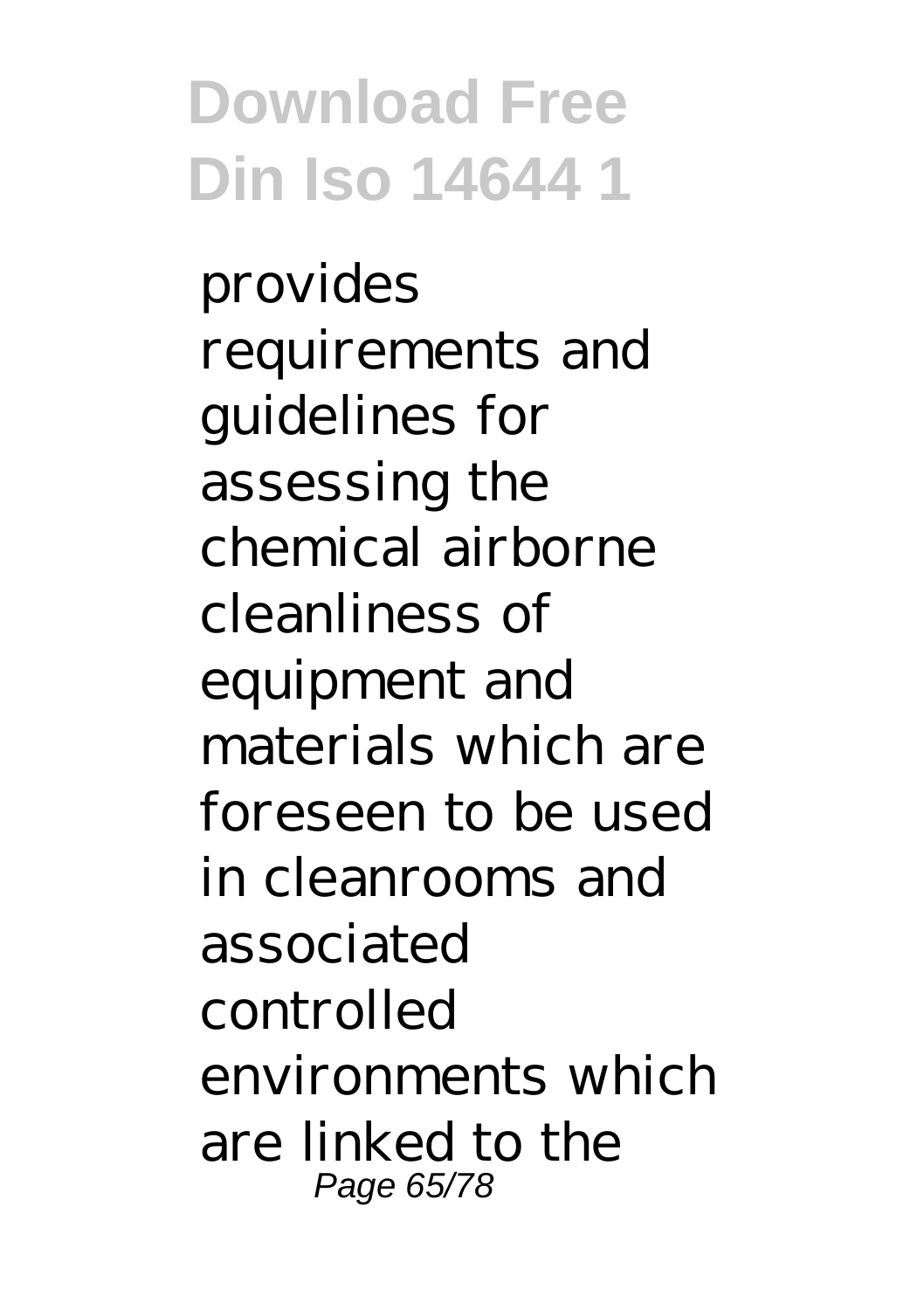provides requirements and guidelines for assessing the chemical airborne cleanliness of equipment and materials which are foreseen to be used in cleanrooms and associated controlled environments which are linked to the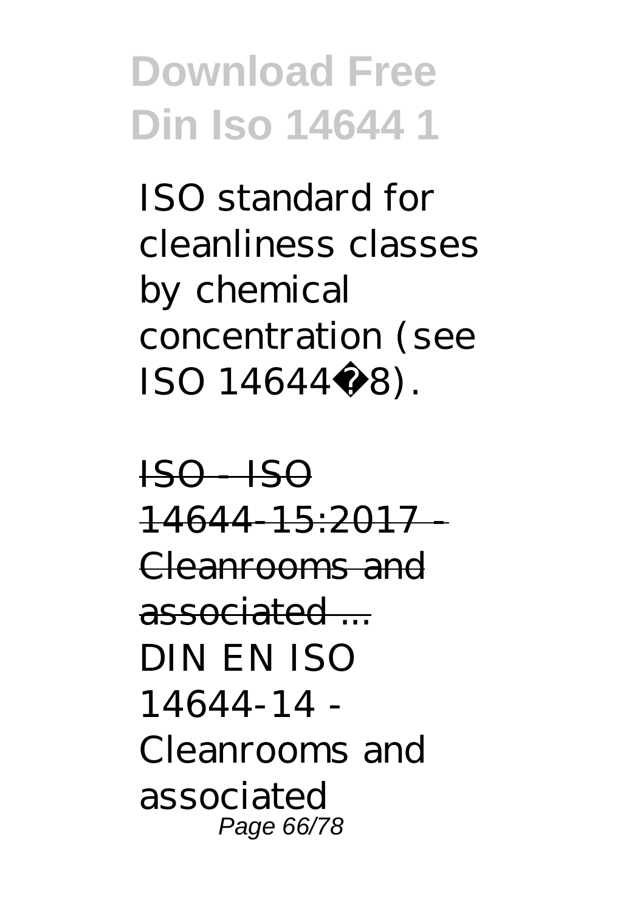ISO standard for cleanliness classes by chemical concentration (see ISO 14644�8).

~~ISO - ISO 14644-15:2017 - Cleanrooms and associated ...~~

DIN EN ISO 14644-14 - Cleanrooms and associated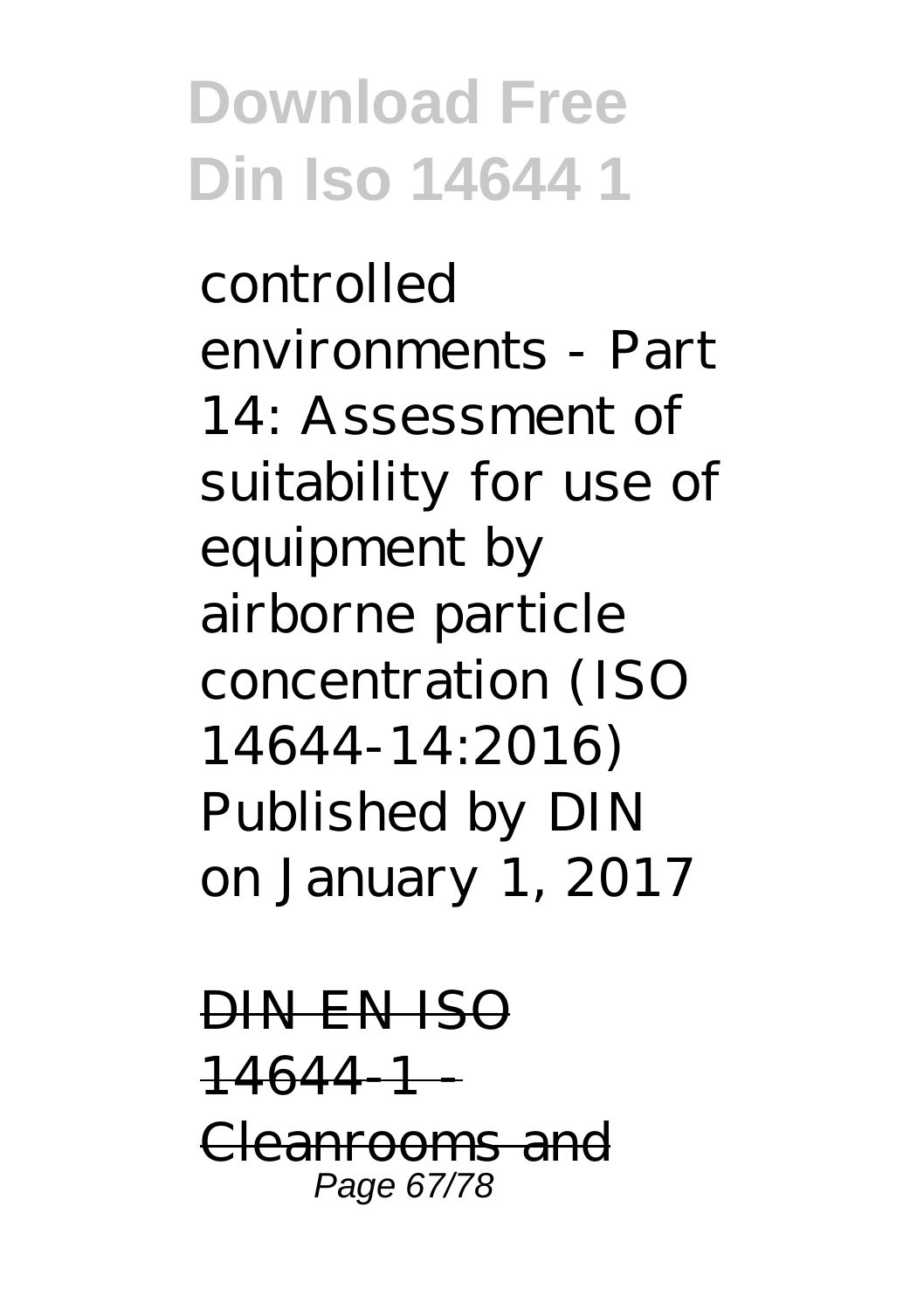controlled environments - Part 14: Assessment of suitability for use of equipment by airborne particle concentration (ISO 14644-14:2016) Published by DIN on January 1, 2017

DIN EN ISO 14644-1 - Cleanrooms and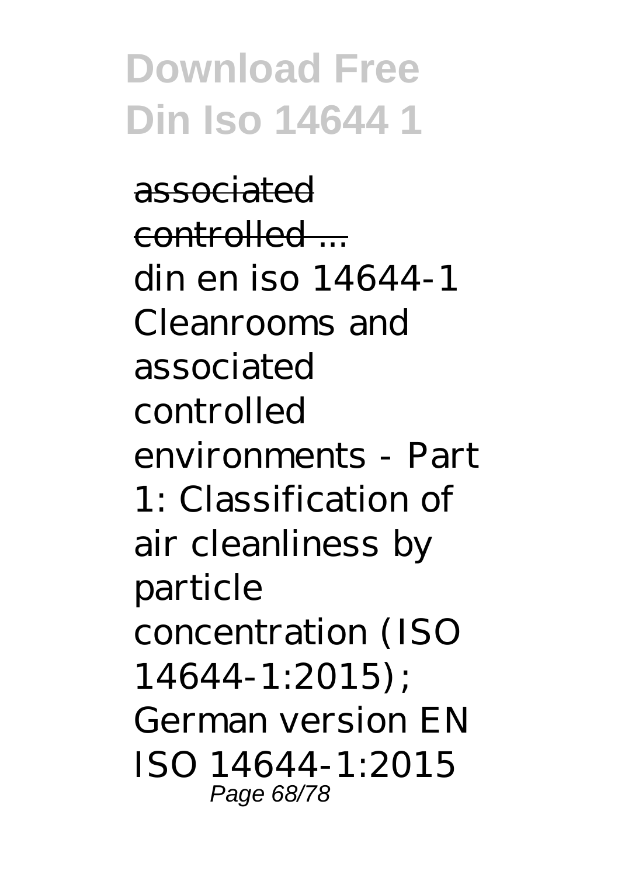associated controlled ...

din en iso 14644-1 Cleanrooms and associated controlled environments - Part 1: Classification of air cleanliness by particle concentration (ISO 14644-1:2015); German version EN ISO 14644-1:2015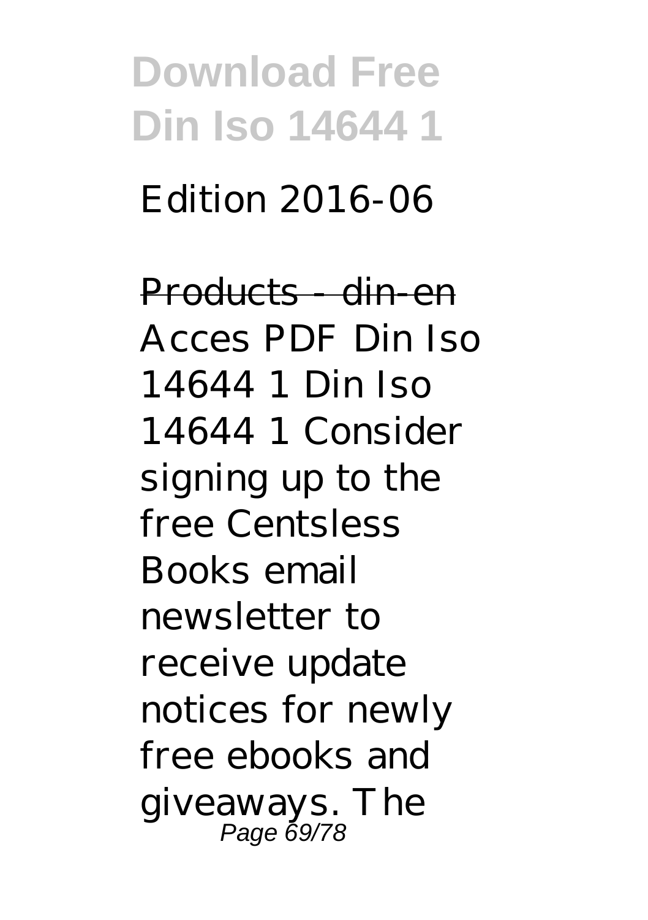Edition 2016-06

~~Products - din-en~~

Acces PDF Din Iso 14644 1 Din Iso 14644 1 Consider signing up to the free Centsless Books email newsletter to receive update notices for newly free ebooks and giveaways. The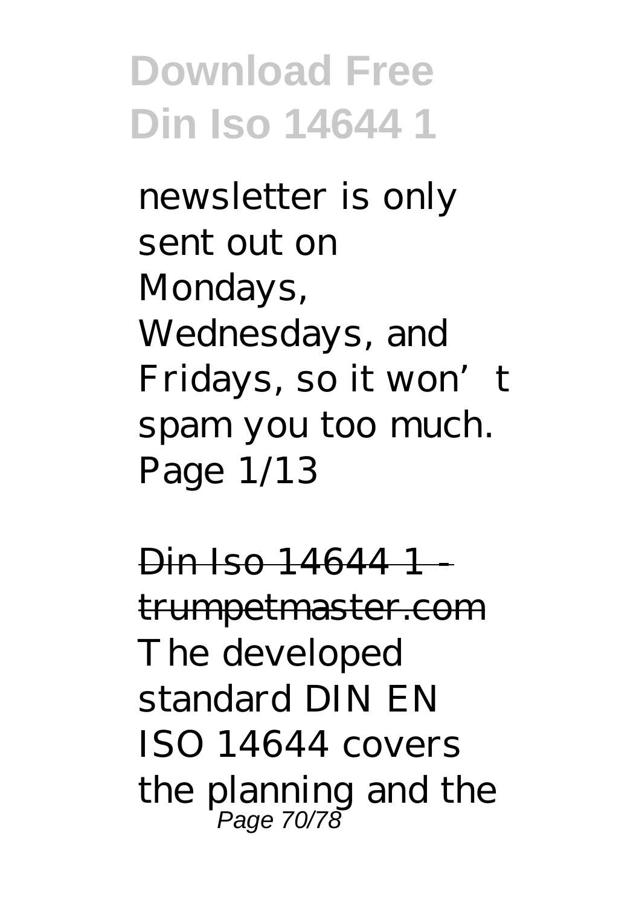newsletter is only sent out on Mondays, Wednesdays, and Fridays, so it won't spam you too much. Page 1/13

Din Iso 14644 1 - trumpetmaster.com

The developed standard DIN EN ISO 14644 covers the planning and the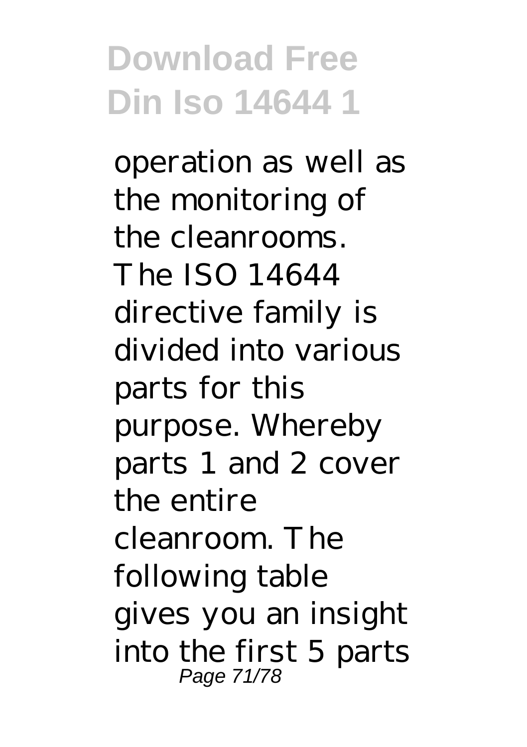operation as well as the monitoring of the cleanrooms. The ISO 14644 directive family is divided into various parts for this purpose. Whereby parts 1 and 2 cover the entire cleanroom. The following table gives you an insight into the first 5 parts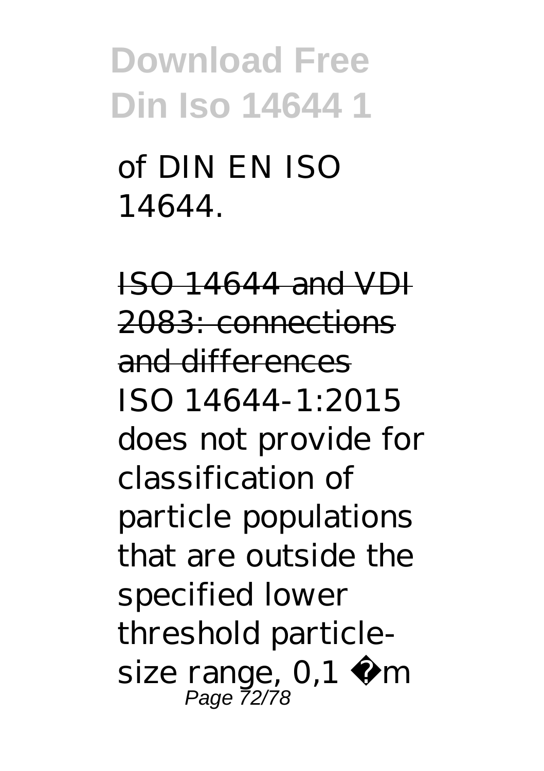of DIN EN ISO 14644.

ISO 14644 and VDI 2083: connections and differences

ISO 14644-1:2015 does not provide for classification of particle populations that are outside the specified lower threshold particle-size range, 0,1 µm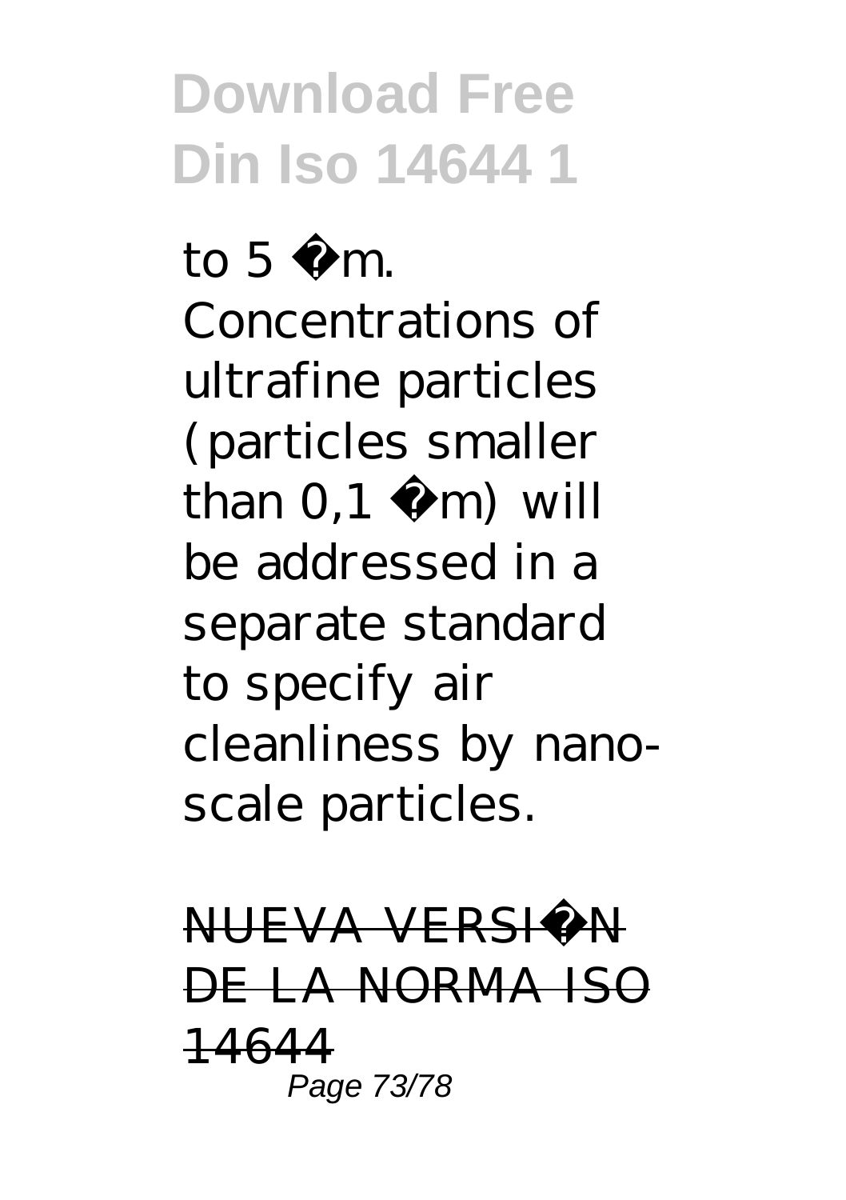to 5 µm. Concentrations of ultrafine particles (particles smaller than 0,1 µm) will be addressed in a separate standard to specify air cleanliness by nano-scale particles.

NUEVA VERSIÓN DE LA NORMA ISO 14644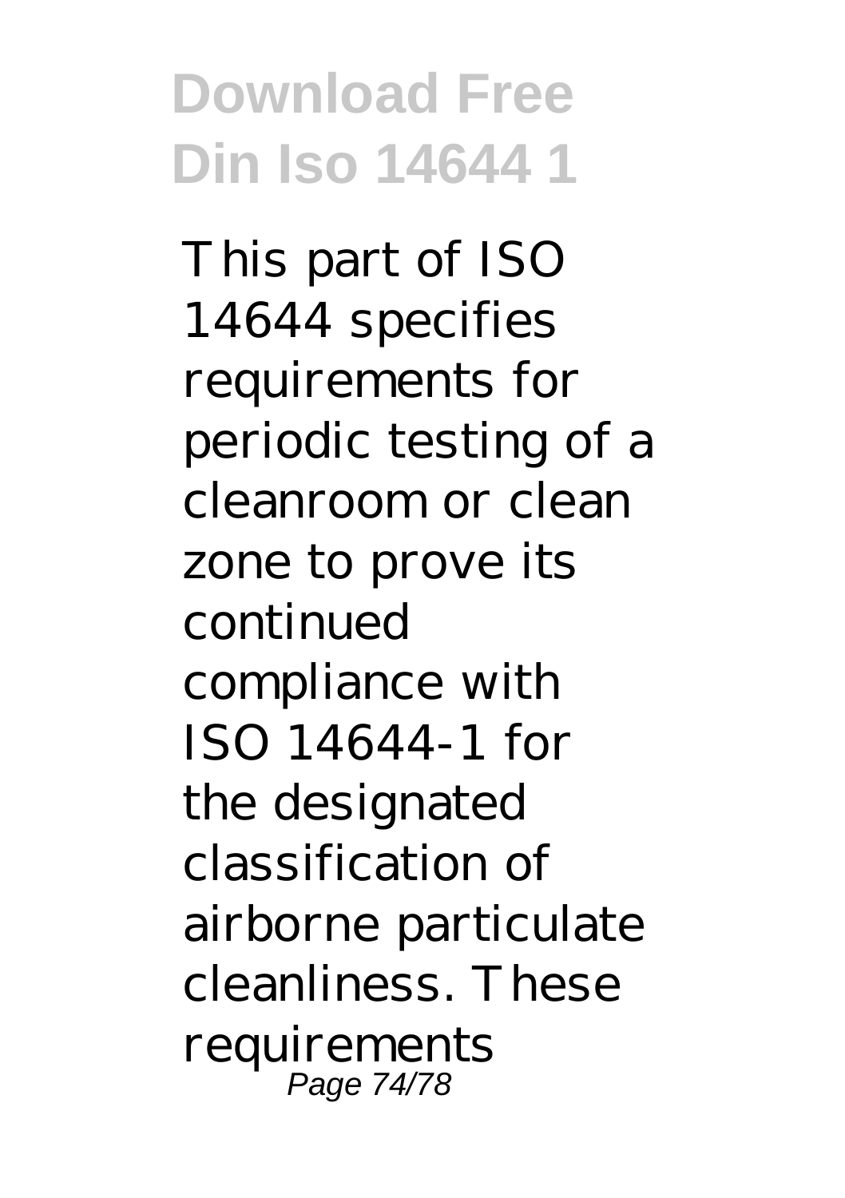This part of ISO 14644 specifies requirements for periodic testing of a cleanroom or clean zone to prove its continued compliance with ISO 14644-1 for the designated classification of airborne particulate cleanliness. These requirements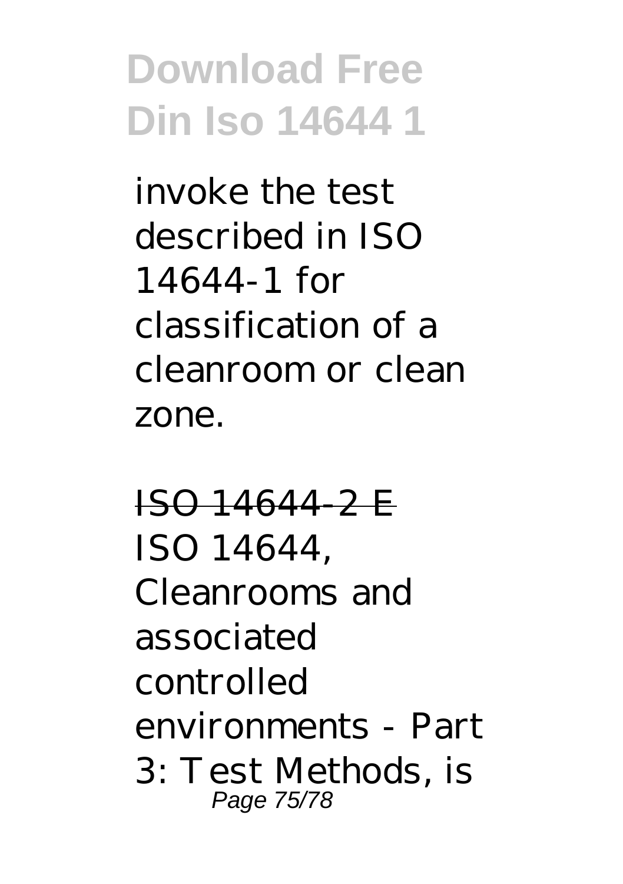invoke the test described in ISO 14644-1 for classification of a cleanroom or clean zone.

ISO 14644-2 E

ISO 14644, Cleanrooms and associated controlled environments - Part 3: Test Methods, is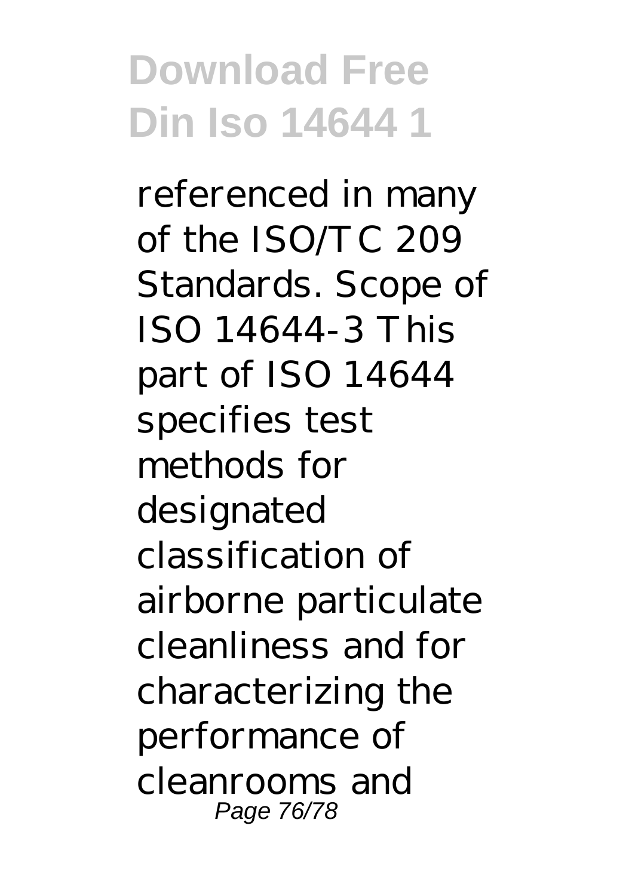referenced in many of the ISO/TC 209 Standards. Scope of ISO 14644-3 This part of ISO 14644 specifies test methods for designated classification of airborne particulate cleanliness and for characterizing the performance of cleanrooms and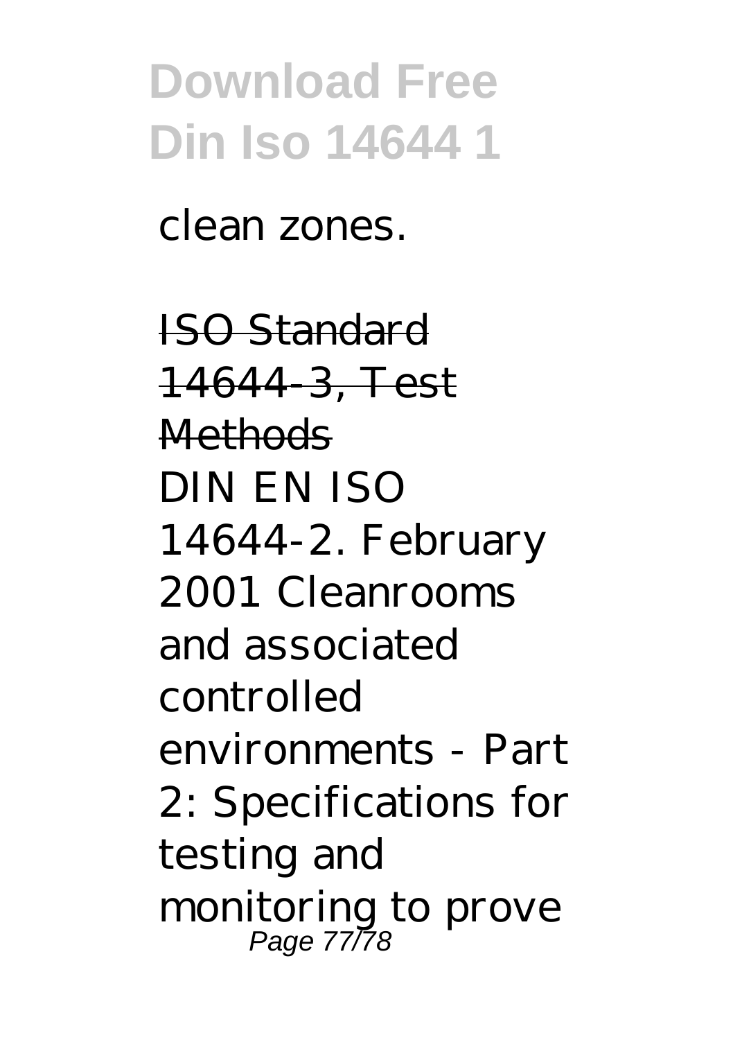clean zones.

~~ISO Standard 14644-3, Test Methods~~

DIN EN ISO 14644-2. February 2001 Cleanrooms and associated controlled environments - Part 2: Specifications for testing and monitoring to prove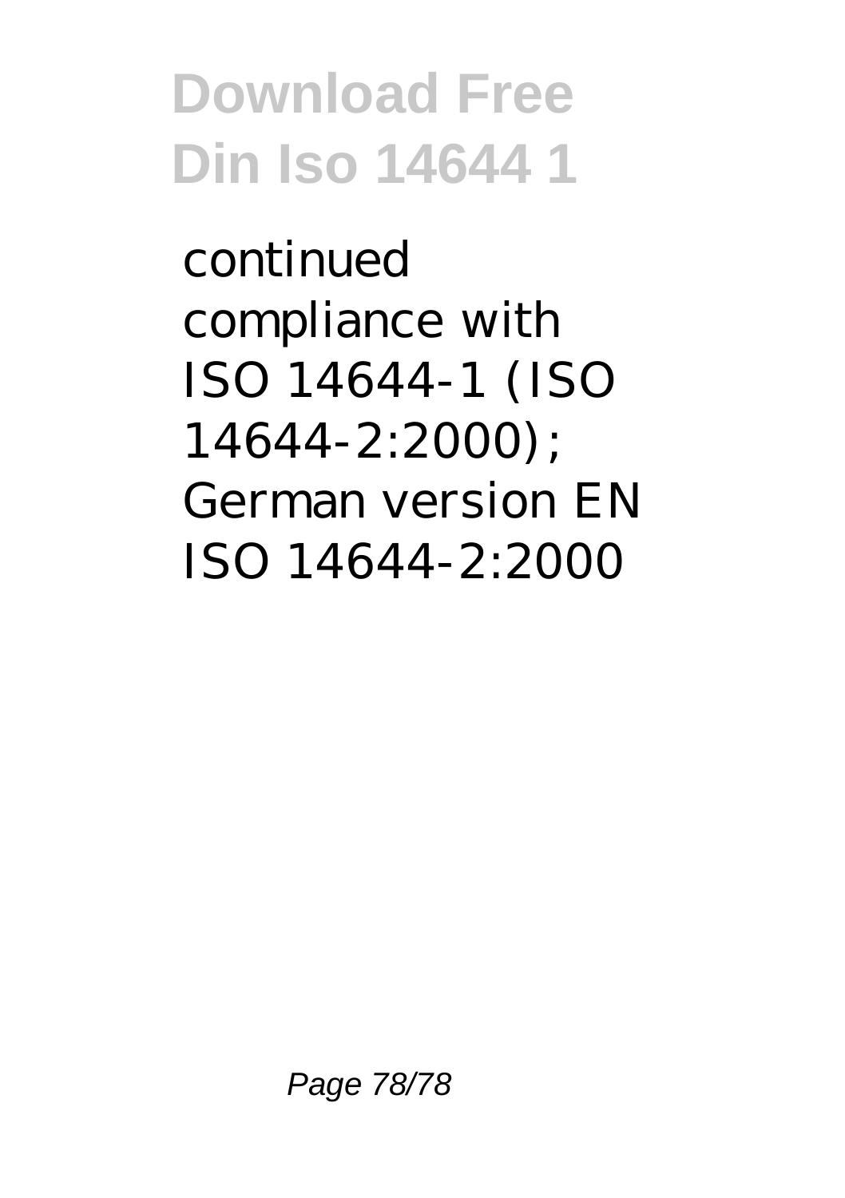continued compliance with ISO 14644-1 (ISO 14644-2:2000); German version EN ISO 14644-2:2000